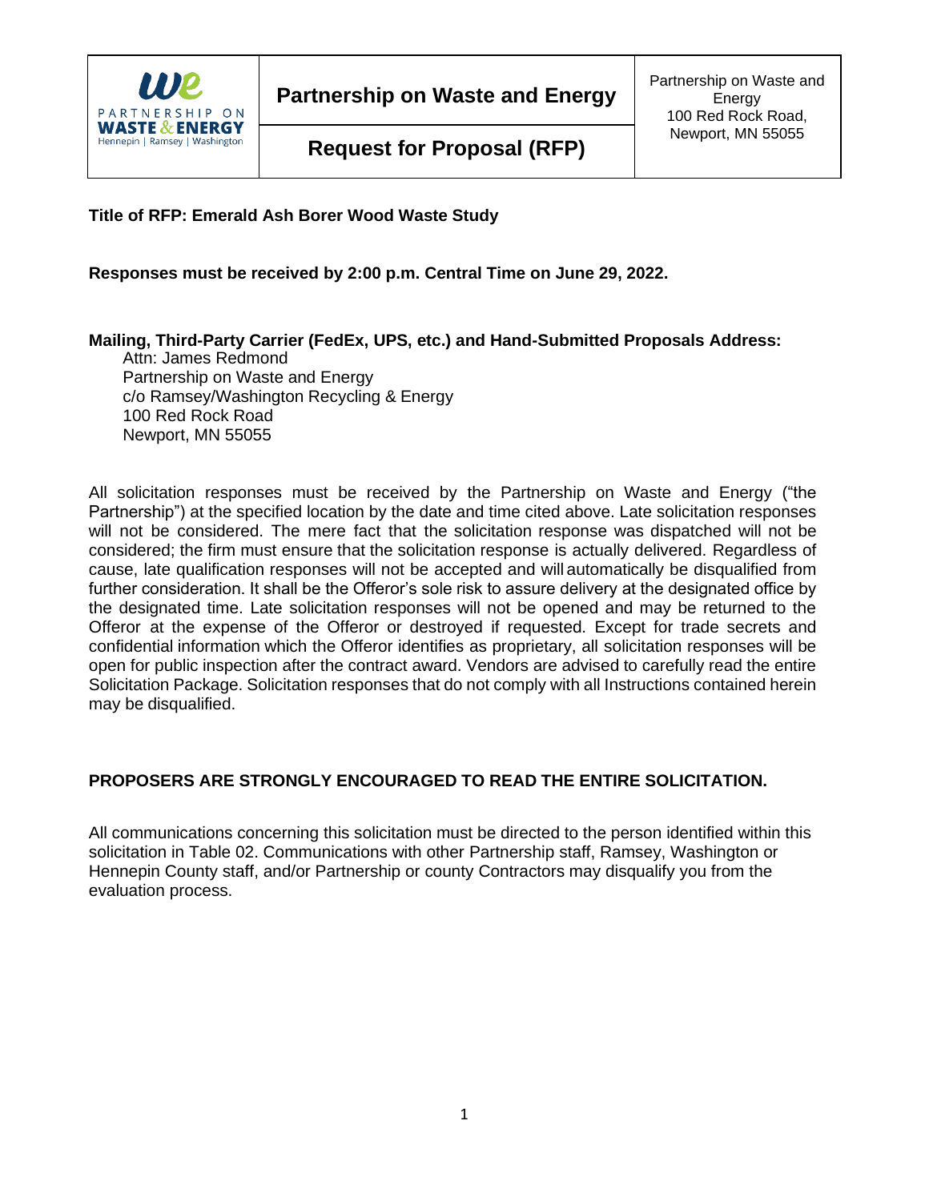| | | |
|---|---|---|
| WE PARTNERSHIP ON WASTE & ENERGY Hennepin \| Ramsey \| Washington | **Partnership on Waste and Energy** | Partnership on Waste and Energy 100 Red Rock Road, Newport, MN 55055 |
| | **Request for Proposal (RFP)** | |

**Title of RFP: Emerald Ash Borer Wood Waste Study**

**Responses must be received by 2:00 p.m. Central Time on June 29, 2022.**

**Mailing, Third-Party Carrier (FedEx, UPS, etc.) and Hand-Submitted Proposals Address:**

Attn: James Redmond
Partnership on Waste and Energy
c/o Ramsey/Washington Recycling & Energy
100 Red Rock Road
Newport, MN 55055

All solicitation responses must be received by the Partnership on Waste and Energy ("the Partnership") at the specified location by the date and time cited above. Late solicitation responses will not be considered. The mere fact that the solicitation response was dispatched will not be considered; the firm must ensure that the solicitation response is actually delivered. Regardless of cause, late qualification responses will not be accepted and will automatically be disqualified from further consideration. It shall be the Offeror's sole risk to assure delivery at the designated office by the designated time. Late solicitation responses will not be opened and may be returned to the Offeror at the expense of the Offeror or destroyed if requested. Except for trade secrets and confidential information which the Offeror identifies as proprietary, all solicitation responses will be open for public inspection after the contract award. Vendors are advised to carefully read the entire Solicitation Package. Solicitation responses that do not comply with all Instructions contained herein may be disqualified.

**PROPOSERS ARE STRONGLY ENCOURAGED TO READ THE ENTIRE SOLICITATION.**

All communications concerning this solicitation must be directed to the person identified within this solicitation in Table 02. Communications with other Partnership staff, Ramsey, Washington or Hennepin County staff, and/or Partnership or county Contractors may disqualify you from the evaluation process.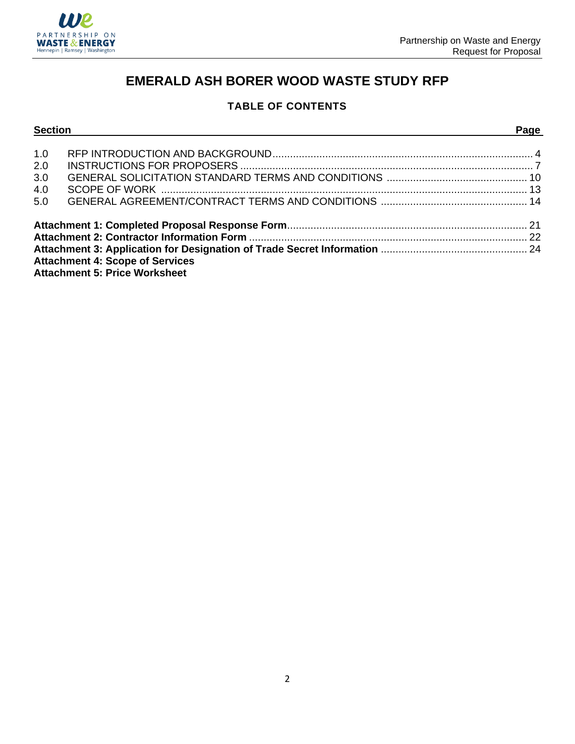# EMERALD ASH BORER WOOD WASTE STUDY RFP

## TABLE OF CONTENTS

| Section | | Page |
|---|---|---|
| 1.0 | RFP INTRODUCTION AND BACKGROUND | 4 |
| 2.0 | INSTRUCTIONS FOR PROPOSERS | 7 |
| 3.0 | GENERAL SOLICITATION STANDARD TERMS AND CONDITIONS | 10 |
| 4.0 | SCOPE OF WORK | 13 |
| 5.0 | GENERAL AGREEMENT/CONTRACT TERMS AND CONDITIONS | 14 |

**Attachment 1: Completed Proposal Response Form** ........ 21
**Attachment 2: Contractor Information Form** ........ 22
**Attachment 3: Application for Designation of Trade Secret Information** ........ 24
**Attachment 4: Scope of Services**
**Attachment 5: Price Worksheet**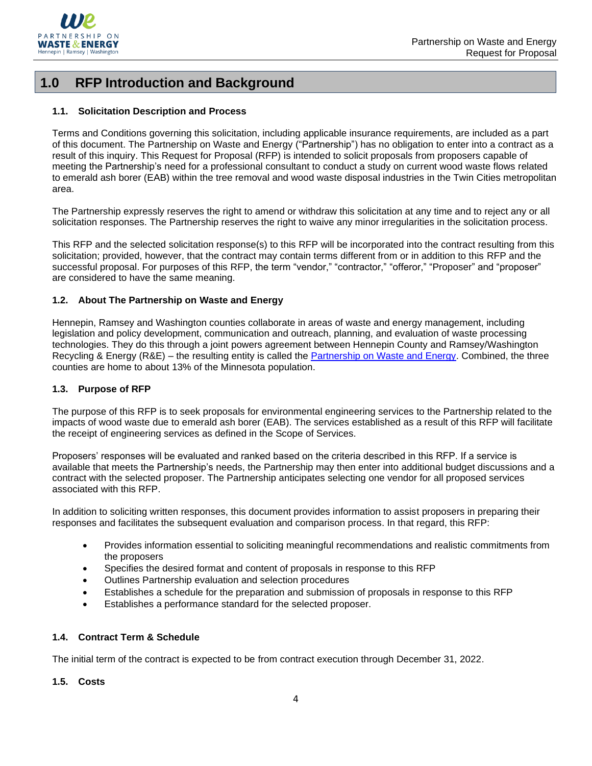# 1.0 RFP Introduction and Background

### 1.1. Solicitation Description and Process

Terms and Conditions governing this solicitation, including applicable insurance requirements, are included as a part of this document. The Partnership on Waste and Energy ("Partnership") has no obligation to enter into a contract as a result of this inquiry. This Request for Proposal (RFP) is intended to solicit proposals from proposers capable of meeting the Partnership's need for a professional consultant to conduct a study on current wood waste flows related to emerald ash borer (EAB) within the tree removal and wood waste disposal industries in the Twin Cities metropolitan area.

The Partnership expressly reserves the right to amend or withdraw this solicitation at any time and to reject any or all solicitation responses. The Partnership reserves the right to waive any minor irregularities in the solicitation process.

This RFP and the selected solicitation response(s) to this RFP will be incorporated into the contract resulting from this solicitation; provided, however, that the contract may contain terms different from or in addition to this RFP and the successful proposal. For purposes of this RFP, the term "vendor," "contractor," "offeror," "Proposer" and "proposer" are considered to have the same meaning.

### 1.2. About The Partnership on Waste and Energy

Hennepin, Ramsey and Washington counties collaborate in areas of waste and energy management, including legislation and policy development, communication and outreach, planning, and evaluation of waste processing technologies. They do this through a joint powers agreement between Hennepin County and Ramsey/Washington Recycling & Energy (R&E) – the resulting entity is called the Partnership on Waste and Energy. Combined, the three counties are home to about 13% of the Minnesota population.

### 1.3. Purpose of RFP

The purpose of this RFP is to seek proposals for environmental engineering services to the Partnership related to the impacts of wood waste due to emerald ash borer (EAB). The services established as a result of this RFP will facilitate the receipt of engineering services as defined in the Scope of Services.

Proposers' responses will be evaluated and ranked based on the criteria described in this RFP. If a service is available that meets the Partnership's needs, the Partnership may then enter into additional budget discussions and a contract with the selected proposer. The Partnership anticipates selecting one vendor for all proposed services associated with this RFP.

In addition to soliciting written responses, this document provides information to assist proposers in preparing their responses and facilitates the subsequent evaluation and comparison process. In that regard, this RFP:

- Provides information essential to soliciting meaningful recommendations and realistic commitments from the proposers
- Specifies the desired format and content of proposals in response to this RFP
- Outlines Partnership evaluation and selection procedures
- Establishes a schedule for the preparation and submission of proposals in response to this RFP
- Establishes a performance standard for the selected proposer.

### 1.4. Contract Term & Schedule

The initial term of the contract is expected to be from contract execution through December 31, 2022.

### 1.5. Costs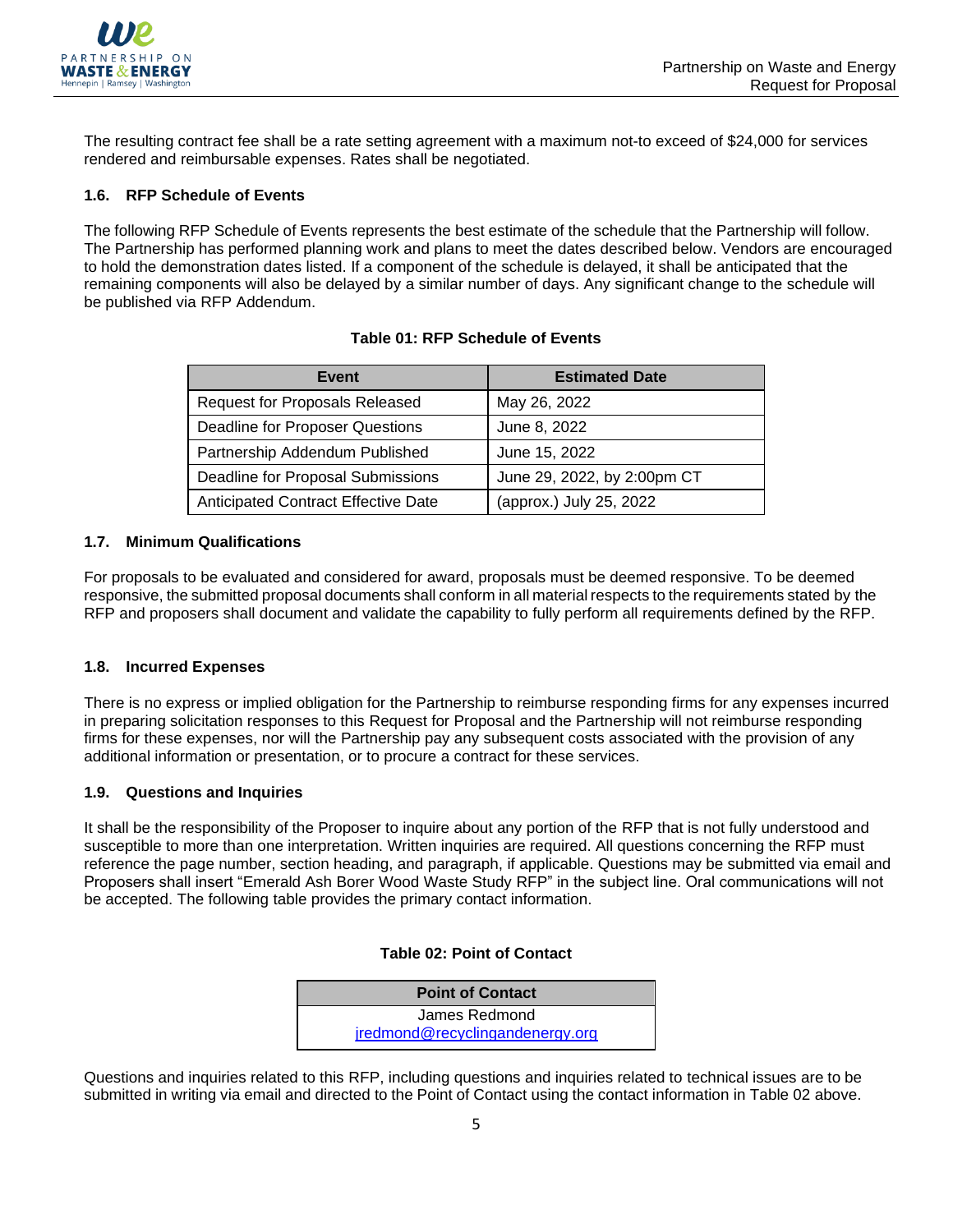The resulting contract fee shall be a rate setting agreement with a maximum not-to exceed of $24,000 for services rendered and reimbursable expenses. Rates shall be negotiated.

### 1.6. RFP Schedule of Events

The following RFP Schedule of Events represents the best estimate of the schedule that the Partnership will follow. The Partnership has performed planning work and plans to meet the dates described below. Vendors are encouraged to hold the demonstration dates listed. If a component of the schedule is delayed, it shall be anticipated that the remaining components will also be delayed by a similar number of days. Any significant change to the schedule will be published via RFP Addendum.

**Table 01: RFP Schedule of Events**

| Event | Estimated Date |
|---|---|
| Request for Proposals Released | May 26, 2022 |
| Deadline for Proposer Questions | June 8, 2022 |
| Partnership Addendum Published | June 15, 2022 |
| Deadline for Proposal Submissions | June 29, 2022, by 2:00pm CT |
| Anticipated Contract Effective Date | (approx.) July 25, 2022 |

### 1.7. Minimum Qualifications

For proposals to be evaluated and considered for award, proposals must be deemed responsive. To be deemed responsive, the submitted proposal documents shall conform in all material respects to the requirements stated by the RFP and proposers shall document and validate the capability to fully perform all requirements defined by the RFP.

### 1.8. Incurred Expenses

There is no express or implied obligation for the Partnership to reimburse responding firms for any expenses incurred in preparing solicitation responses to this Request for Proposal and the Partnership will not reimburse responding firms for these expenses, nor will the Partnership pay any subsequent costs associated with the provision of any additional information or presentation, or to procure a contract for these services.

### 1.9. Questions and Inquiries

It shall be the responsibility of the Proposer to inquire about any portion of the RFP that is not fully understood and susceptible to more than one interpretation. Written inquiries are required. All questions concerning the RFP must reference the page number, section heading, and paragraph, if applicable. Questions may be submitted via email and Proposers shall insert "Emerald Ash Borer Wood Waste Study RFP" in the subject line. Oral communications will not be accepted. The following table provides the primary contact information.

**Table 02: Point of Contact**

| Point of Contact |
|---|
| James Redmond<br>jredmond@recyclingandenergy.org |

Questions and inquiries related to this RFP, including questions and inquiries related to technical issues are to be submitted in writing via email and directed to the Point of Contact using the contact information in Table 02 above.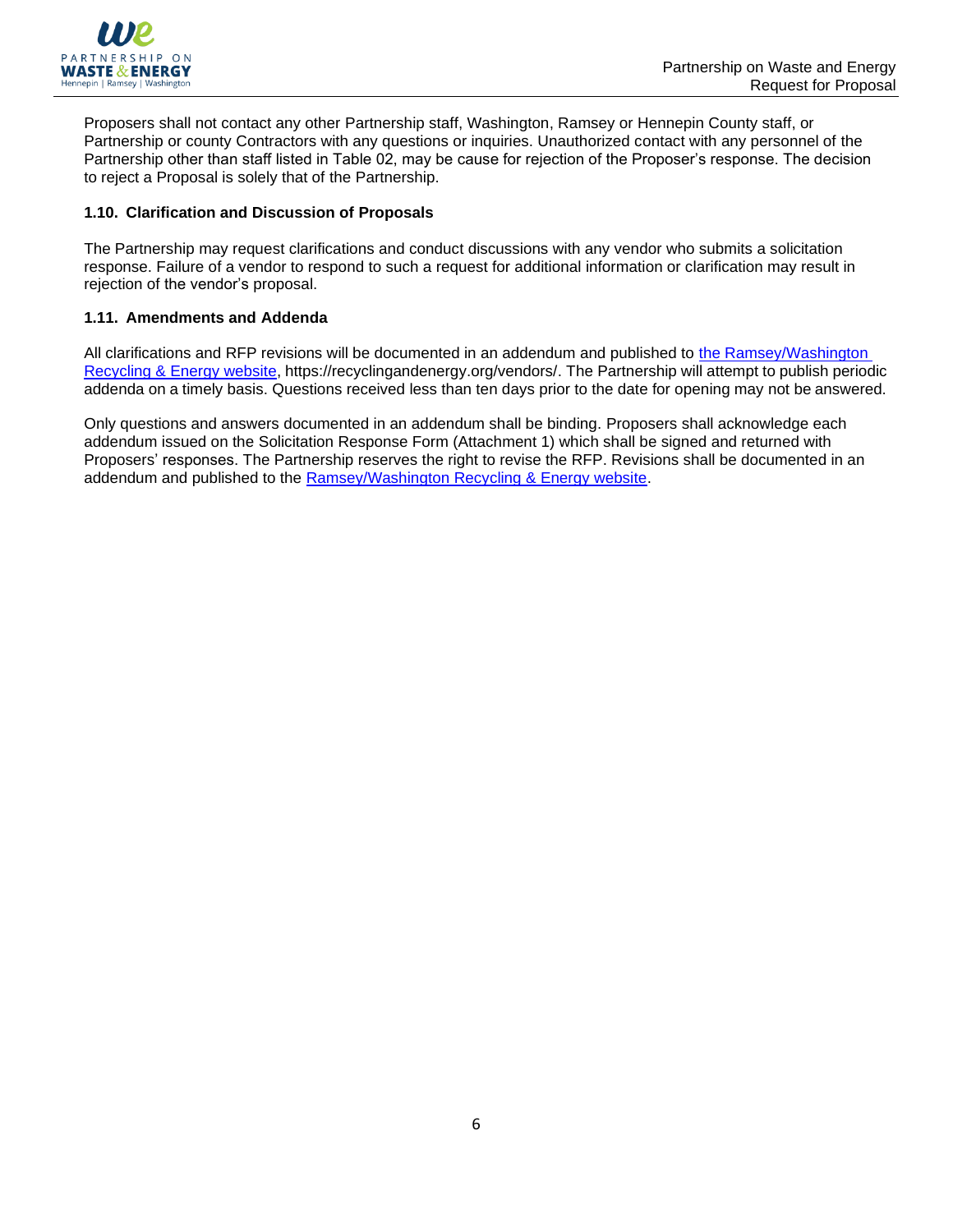Proposers shall not contact any other Partnership staff, Washington, Ramsey or Hennepin County staff, or Partnership or county Contractors with any questions or inquiries. Unauthorized contact with any personnel of the Partnership other than staff listed in Table 02, may be cause for rejection of the Proposer's response. The decision to reject a Proposal is solely that of the Partnership.

### 1.10. Clarification and Discussion of Proposals

The Partnership may request clarifications and conduct discussions with any vendor who submits a solicitation response. Failure of a vendor to respond to such a request for additional information or clarification may result in rejection of the vendor's proposal.

### 1.11. Amendments and Addenda

All clarifications and RFP revisions will be documented in an addendum and published to [the Ramsey/Washington Recycling & Energy website](https://recyclingandenergy.org/vendors/), https://recyclingandenergy.org/vendors/. The Partnership will attempt to publish periodic addenda on a timely basis. Questions received less than ten days prior to the date for opening may not be answered.

Only questions and answers documented in an addendum shall be binding. Proposers shall acknowledge each addendum issued on the Solicitation Response Form (Attachment 1) which shall be signed and returned with Proposers' responses. The Partnership reserves the right to revise the RFP. Revisions shall be documented in an addendum and published to the [Ramsey/Washington Recycling & Energy website](https://recyclingandenergy.org/vendors/).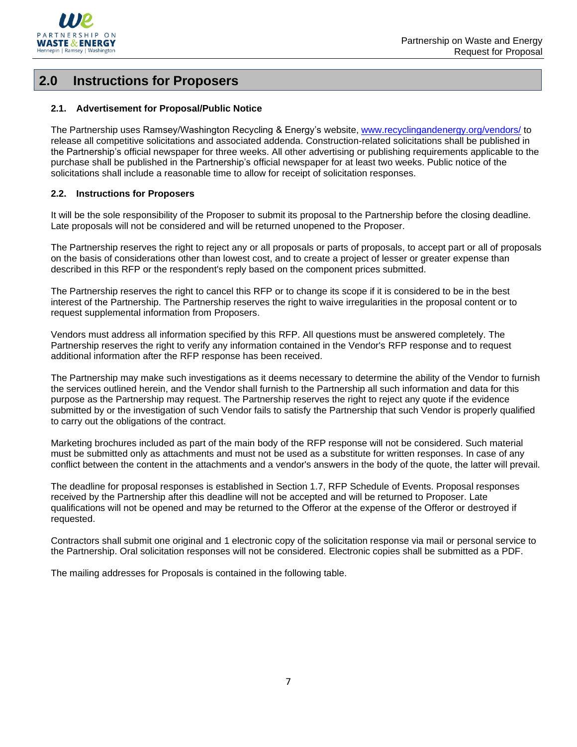## 2.0 Instructions for Proposers

### 2.1. Advertisement for Proposal/Public Notice

The Partnership uses Ramsey/Washington Recycling & Energy's website, www.recyclingandenergy.org/vendors/ to release all competitive solicitations and associated addenda. Construction-related solicitations shall be published in the Partnership's official newspaper for three weeks. All other advertising or publishing requirements applicable to the purchase shall be published in the Partnership's official newspaper for at least two weeks. Public notice of the solicitations shall include a reasonable time to allow for receipt of solicitation responses.

### 2.2. Instructions for Proposers

It will be the sole responsibility of the Proposer to submit its proposal to the Partnership before the closing deadline. Late proposals will not be considered and will be returned unopened to the Proposer.

The Partnership reserves the right to reject any or all proposals or parts of proposals, to accept part or all of proposals on the basis of considerations other than lowest cost, and to create a project of lesser or greater expense than described in this RFP or the respondent's reply based on the component prices submitted.

The Partnership reserves the right to cancel this RFP or to change its scope if it is considered to be in the best interest of the Partnership. The Partnership reserves the right to waive irregularities in the proposal content or to request supplemental information from Proposers.

Vendors must address all information specified by this RFP. All questions must be answered completely. The Partnership reserves the right to verify any information contained in the Vendor's RFP response and to request additional information after the RFP response has been received.

The Partnership may make such investigations as it deems necessary to determine the ability of the Vendor to furnish the services outlined herein, and the Vendor shall furnish to the Partnership all such information and data for this purpose as the Partnership may request. The Partnership reserves the right to reject any quote if the evidence submitted by or the investigation of such Vendor fails to satisfy the Partnership that such Vendor is properly qualified to carry out the obligations of the contract.

Marketing brochures included as part of the main body of the RFP response will not be considered. Such material must be submitted only as attachments and must not be used as a substitute for written responses. In case of any conflict between the content in the attachments and a vendor's answers in the body of the quote, the latter will prevail.

The deadline for proposal responses is established in Section 1.7, RFP Schedule of Events. Proposal responses received by the Partnership after this deadline will not be accepted and will be returned to Proposer. Late qualifications will not be opened and may be returned to the Offeror at the expense of the Offeror or destroyed if requested.

Contractors shall submit one original and 1 electronic copy of the solicitation response via mail or personal service to the Partnership. Oral solicitation responses will not be considered. Electronic copies shall be submitted as a PDF.

The mailing addresses for Proposals is contained in the following table.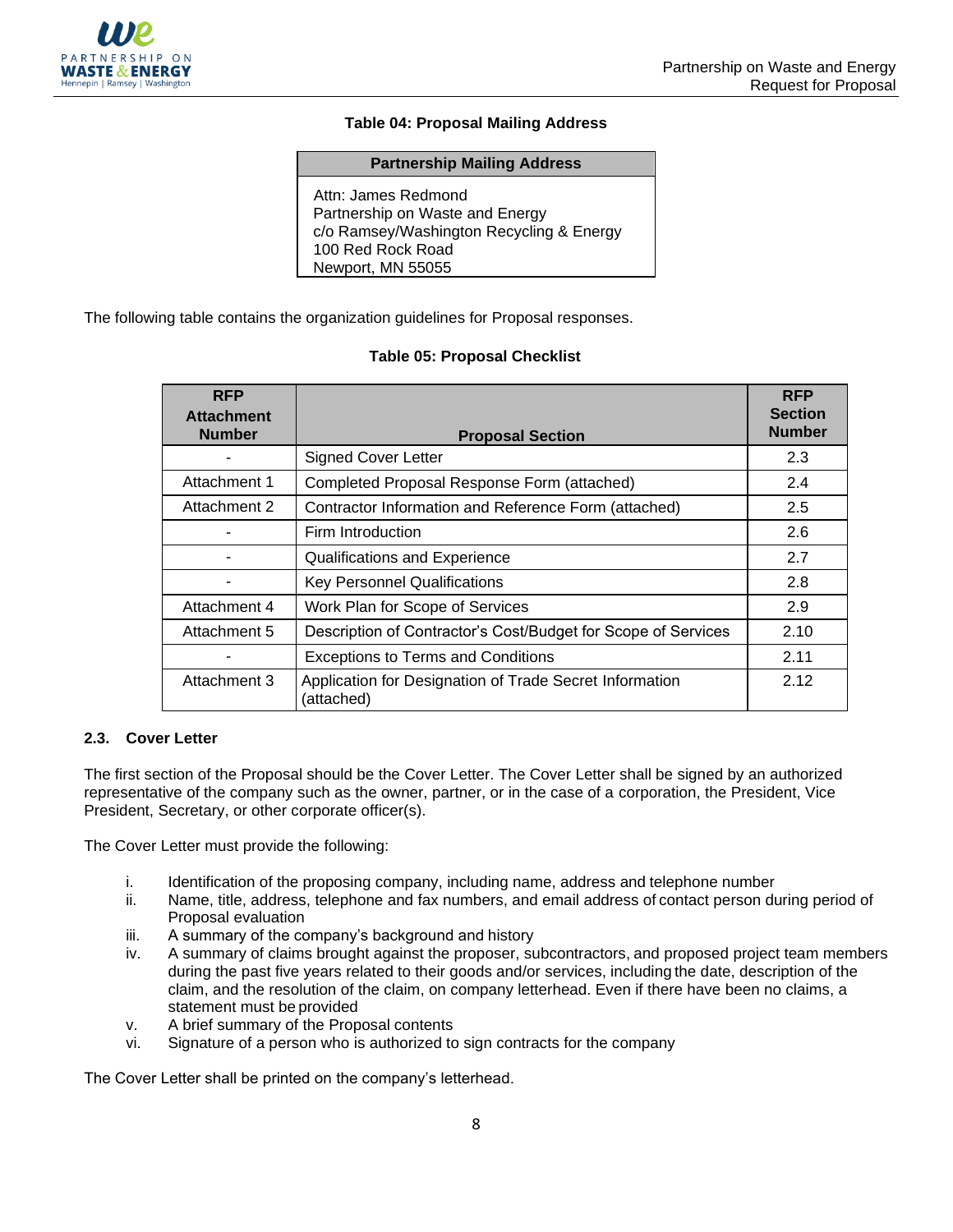**Table 04: Proposal Mailing Address**

| Partnership Mailing Address |
|---|
| Attn: James Redmond<br>Partnership on Waste and Energy<br>c/o Ramsey/Washington Recycling & Energy<br>100 Red Rock Road<br>Newport, MN 55055 |

The following table contains the organization guidelines for Proposal responses.

**Table 05: Proposal Checklist**

| RFP Attachment Number | Proposal Section | RFP Section Number |
|---|---|---|
| - | Signed Cover Letter | 2.3 |
| Attachment 1 | Completed Proposal Response Form (attached) | 2.4 |
| Attachment 2 | Contractor Information and Reference Form (attached) | 2.5 |
| - | Firm Introduction | 2.6 |
| - | Qualifications and Experience | 2.7 |
| - | Key Personnel Qualifications | 2.8 |
| Attachment 4 | Work Plan for Scope of Services | 2.9 |
| Attachment 5 | Description of Contractor's Cost/Budget for Scope of Services | 2.10 |
| - | Exceptions to Terms and Conditions | 2.11 |
| Attachment 3 | Application for Designation of Trade Secret Information (attached) | 2.12 |

### 2.3. Cover Letter

The first section of the Proposal should be the Cover Letter. The Cover Letter shall be signed by an authorized representative of the company such as the owner, partner, or in the case of a corporation, the President, Vice President, Secretary, or other corporate officer(s).

The Cover Letter must provide the following:

i. Identification of the proposing company, including name, address and telephone number
ii. Name, title, address, telephone and fax numbers, and email address of contact person during period of Proposal evaluation
iii. A summary of the company's background and history
iv. A summary of claims brought against the proposer, subcontractors, and proposed project team members during the past five years related to their goods and/or services, including the date, description of the claim, and the resolution of the claim, on company letterhead. Even if there have been no claims, a statement must be provided
v. A brief summary of the Proposal contents
vi. Signature of a person who is authorized to sign contracts for the company

The Cover Letter shall be printed on the company's letterhead.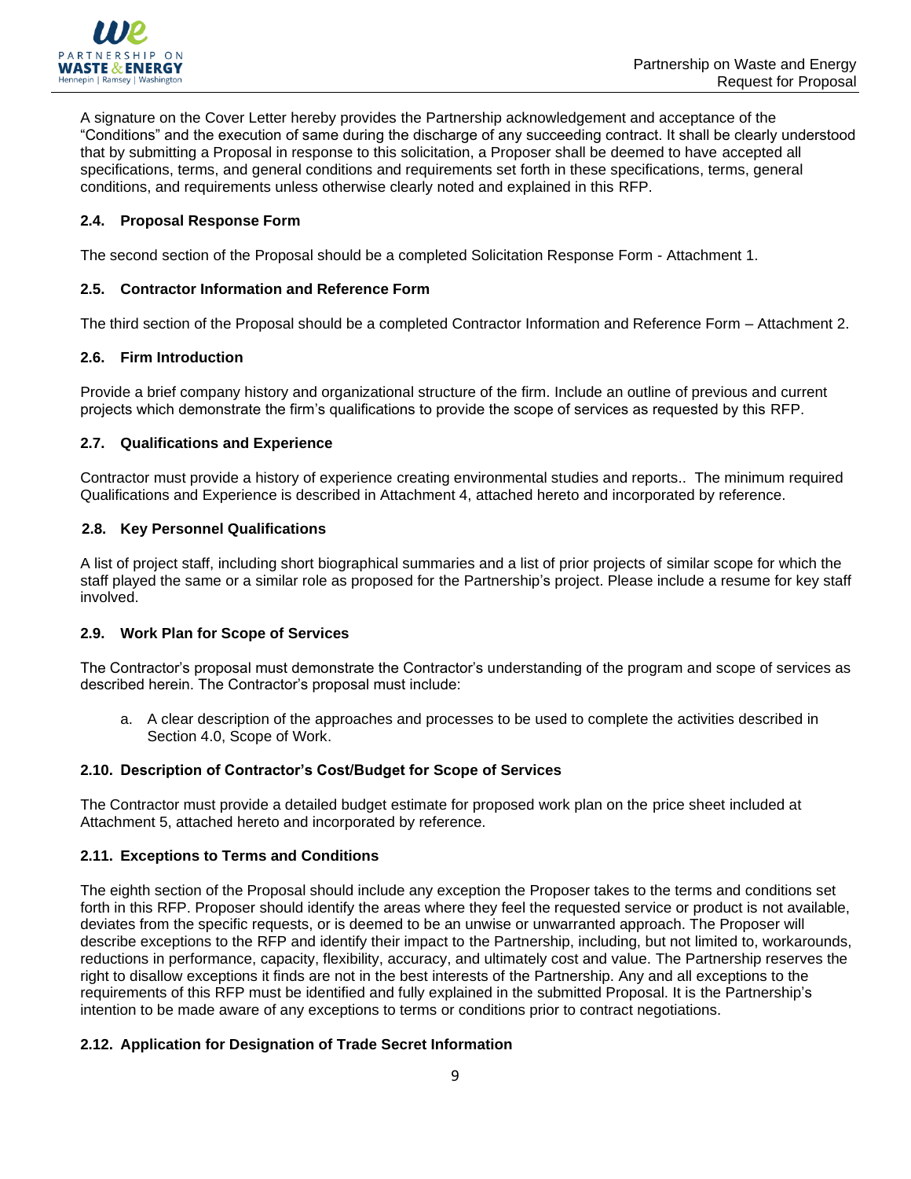A signature on the Cover Letter hereby provides the Partnership acknowledgement and acceptance of the "Conditions" and the execution of same during the discharge of any succeeding contract. It shall be clearly understood that by submitting a Proposal in response to this solicitation, a Proposer shall be deemed to have accepted all specifications, terms, and general conditions and requirements set forth in these specifications, terms, general conditions, and requirements unless otherwise clearly noted and explained in this RFP.

### 2.4. Proposal Response Form

The second section of the Proposal should be a completed Solicitation Response Form - Attachment 1.

### 2.5. Contractor Information and Reference Form

The third section of the Proposal should be a completed Contractor Information and Reference Form – Attachment 2.

### 2.6. Firm Introduction

Provide a brief company history and organizational structure of the firm. Include an outline of previous and current projects which demonstrate the firm's qualifications to provide the scope of services as requested by this RFP.

### 2.7. Qualifications and Experience

Contractor must provide a history of experience creating environmental studies and reports.. The minimum required Qualifications and Experience is described in Attachment 4, attached hereto and incorporated by reference.

### 2.8. Key Personnel Qualifications

A list of project staff, including short biographical summaries and a list of prior projects of similar scope for which the staff played the same or a similar role as proposed for the Partnership's project. Please include a resume for key staff involved.

### 2.9. Work Plan for Scope of Services

The Contractor's proposal must demonstrate the Contractor's understanding of the program and scope of services as described herein. The Contractor's proposal must include:

a. A clear description of the approaches and processes to be used to complete the activities described in Section 4.0, Scope of Work.

### 2.10. Description of Contractor's Cost/Budget for Scope of Services

The Contractor must provide a detailed budget estimate for proposed work plan on the price sheet included at Attachment 5, attached hereto and incorporated by reference.

### 2.11. Exceptions to Terms and Conditions

The eighth section of the Proposal should include any exception the Proposer takes to the terms and conditions set forth in this RFP. Proposer should identify the areas where they feel the requested service or product is not available, deviates from the specific requests, or is deemed to be an unwise or unwarranted approach. The Proposer will describe exceptions to the RFP and identify their impact to the Partnership, including, but not limited to, workarounds, reductions in performance, capacity, flexibility, accuracy, and ultimately cost and value. The Partnership reserves the right to disallow exceptions it finds are not in the best interests of the Partnership. Any and all exceptions to the requirements of this RFP must be identified and fully explained in the submitted Proposal. It is the Partnership's intention to be made aware of any exceptions to terms or conditions prior to contract negotiations.

### 2.12. Application for Designation of Trade Secret Information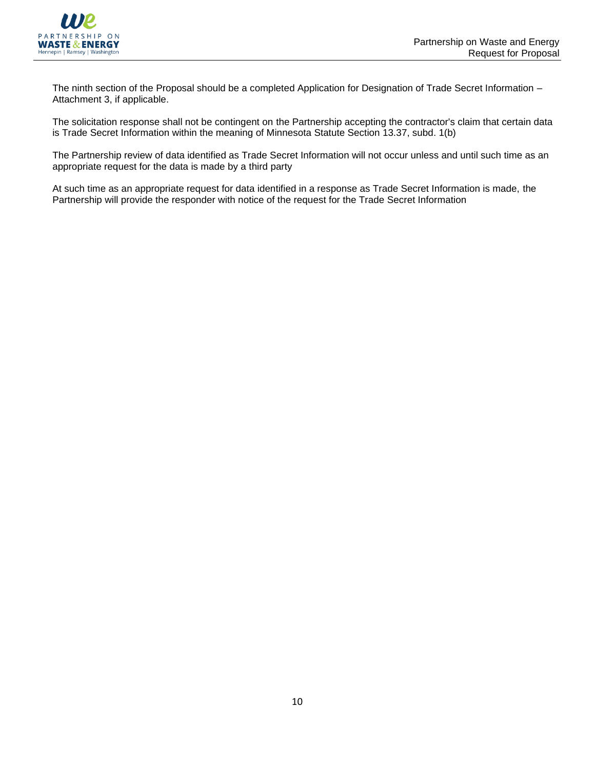The ninth section of the Proposal should be a completed Application for Designation of Trade Secret Information – Attachment 3, if applicable.

The solicitation response shall not be contingent on the Partnership accepting the contractor's claim that certain data is Trade Secret Information within the meaning of Minnesota Statute Section 13.37, subd. 1(b)

The Partnership review of data identified as Trade Secret Information will not occur unless and until such time as an appropriate request for the data is made by a third party

At such time as an appropriate request for data identified in a response as Trade Secret Information is made, the Partnership will provide the responder with notice of the request for the Trade Secret Information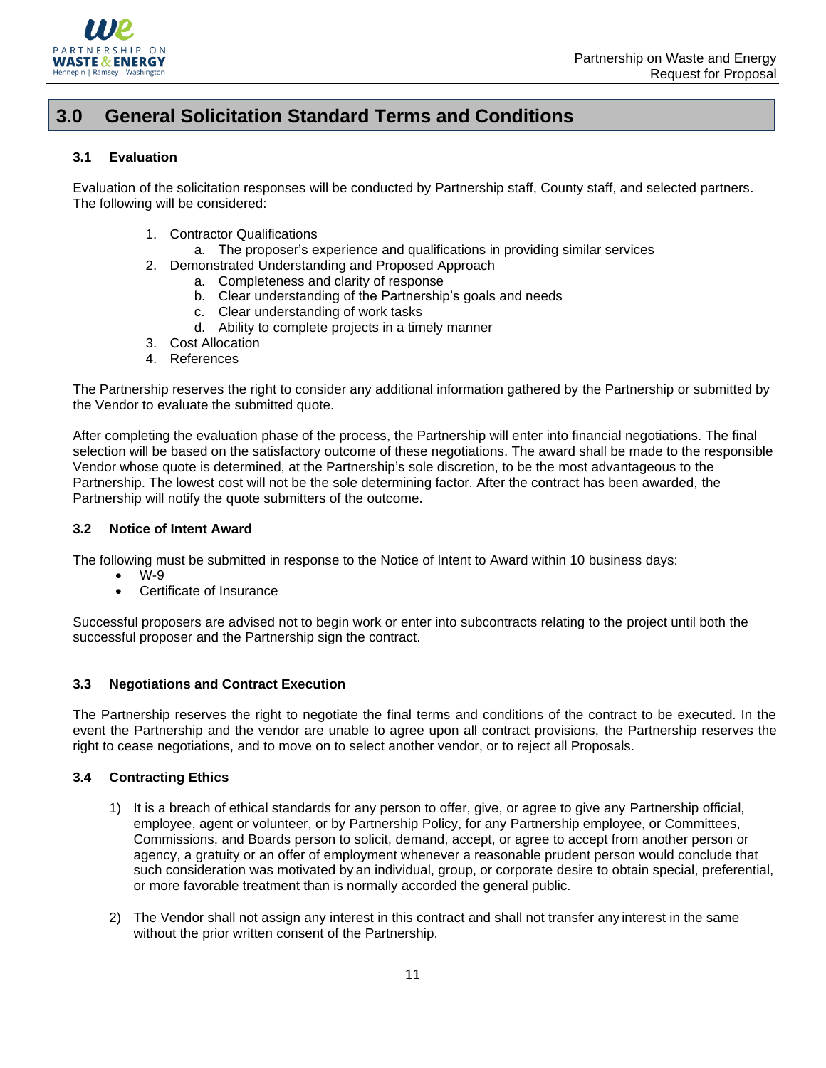## 3.0 General Solicitation Standard Terms and Conditions

### 3.1 Evaluation

Evaluation of the solicitation responses will be conducted by Partnership staff, County staff, and selected partners. The following will be considered:

1. Contractor Qualifications
   a. The proposer's experience and qualifications in providing similar services
2. Demonstrated Understanding and Proposed Approach
   a. Completeness and clarity of response
   b. Clear understanding of the Partnership's goals and needs
   c. Clear understanding of work tasks
   d. Ability to complete projects in a timely manner
3. Cost Allocation
4. References

The Partnership reserves the right to consider any additional information gathered by the Partnership or submitted by the Vendor to evaluate the submitted quote.

After completing the evaluation phase of the process, the Partnership will enter into financial negotiations. The final selection will be based on the satisfactory outcome of these negotiations. The award shall be made to the responsible Vendor whose quote is determined, at the Partnership's sole discretion, to be the most advantageous to the Partnership. The lowest cost will not be the sole determining factor. After the contract has been awarded, the Partnership will notify the quote submitters of the outcome.

### 3.2 Notice of Intent Award

The following must be submitted in response to the Notice of Intent to Award within 10 business days:

- W-9
- Certificate of Insurance

Successful proposers are advised not to begin work or enter into subcontracts relating to the project until both the successful proposer and the Partnership sign the contract.

### 3.3 Negotiations and Contract Execution

The Partnership reserves the right to negotiate the final terms and conditions of the contract to be executed. In the event the Partnership and the vendor are unable to agree upon all contract provisions, the Partnership reserves the right to cease negotiations, and to move on to select another vendor, or to reject all Proposals.

### 3.4 Contracting Ethics

1) It is a breach of ethical standards for any person to offer, give, or agree to give any Partnership official, employee, agent or volunteer, or by Partnership Policy, for any Partnership employee, or Committees, Commissions, and Boards person to solicit, demand, accept, or agree to accept from another person or agency, a gratuity or an offer of employment whenever a reasonable prudent person would conclude that such consideration was motivated by an individual, group, or corporate desire to obtain special, preferential, or more favorable treatment than is normally accorded the general public.

2) The Vendor shall not assign any interest in this contract and shall not transfer any interest in the same without the prior written consent of the Partnership.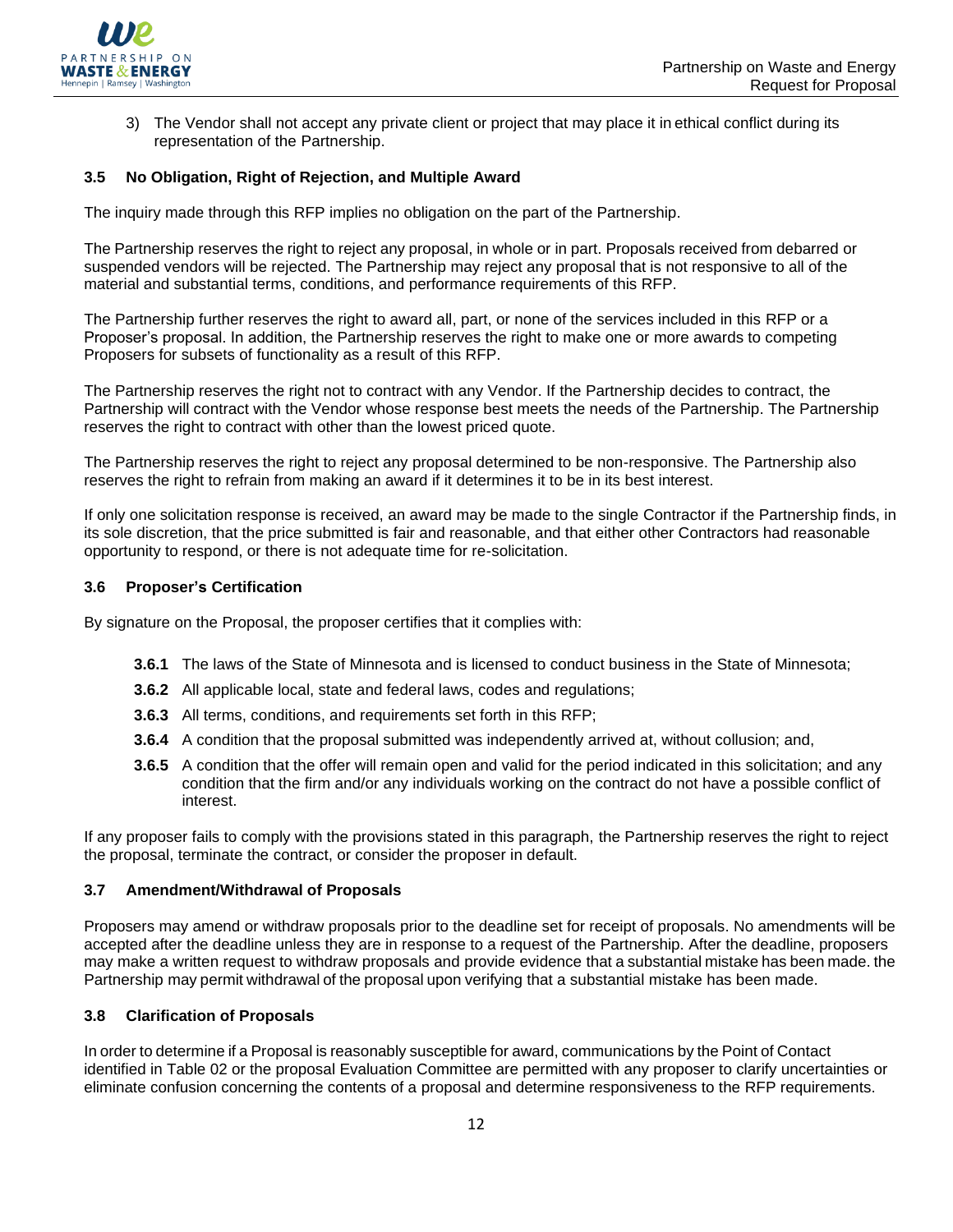3) The Vendor shall not accept any private client or project that may place it in ethical conflict during its representation of the Partnership.

### 3.5 No Obligation, Right of Rejection, and Multiple Award

The inquiry made through this RFP implies no obligation on the part of the Partnership.

The Partnership reserves the right to reject any proposal, in whole or in part. Proposals received from debarred or suspended vendors will be rejected. The Partnership may reject any proposal that is not responsive to all of the material and substantial terms, conditions, and performance requirements of this RFP.

The Partnership further reserves the right to award all, part, or none of the services included in this RFP or a Proposer's proposal. In addition, the Partnership reserves the right to make one or more awards to competing Proposers for subsets of functionality as a result of this RFP.

The Partnership reserves the right not to contract with any Vendor. If the Partnership decides to contract, the Partnership will contract with the Vendor whose response best meets the needs of the Partnership. The Partnership reserves the right to contract with other than the lowest priced quote.

The Partnership reserves the right to reject any proposal determined to be non-responsive. The Partnership also reserves the right to refrain from making an award if it determines it to be in its best interest.

If only one solicitation response is received, an award may be made to the single Contractor if the Partnership finds, in its sole discretion, that the price submitted is fair and reasonable, and that either other Contractors had reasonable opportunity to respond, or there is not adequate time for re-solicitation.

### 3.6 Proposer's Certification

By signature on the Proposal, the proposer certifies that it complies with:

- **3.6.1** The laws of the State of Minnesota and is licensed to conduct business in the State of Minnesota;
- **3.6.2** All applicable local, state and federal laws, codes and regulations;
- **3.6.3** All terms, conditions, and requirements set forth in this RFP;
- **3.6.4** A condition that the proposal submitted was independently arrived at, without collusion; and,
- **3.6.5** A condition that the offer will remain open and valid for the period indicated in this solicitation; and any condition that the firm and/or any individuals working on the contract do not have a possible conflict of interest.

If any proposer fails to comply with the provisions stated in this paragraph, the Partnership reserves the right to reject the proposal, terminate the contract, or consider the proposer in default.

### 3.7 Amendment/Withdrawal of Proposals

Proposers may amend or withdraw proposals prior to the deadline set for receipt of proposals. No amendments will be accepted after the deadline unless they are in response to a request of the Partnership. After the deadline, proposers may make a written request to withdraw proposals and provide evidence that a substantial mistake has been made. the Partnership may permit withdrawal of the proposal upon verifying that a substantial mistake has been made.

### 3.8 Clarification of Proposals

In order to determine if a Proposal is reasonably susceptible for award, communications by the Point of Contact identified in Table 02 or the proposal Evaluation Committee are permitted with any proposer to clarify uncertainties or eliminate confusion concerning the contents of a proposal and determine responsiveness to the RFP requirements.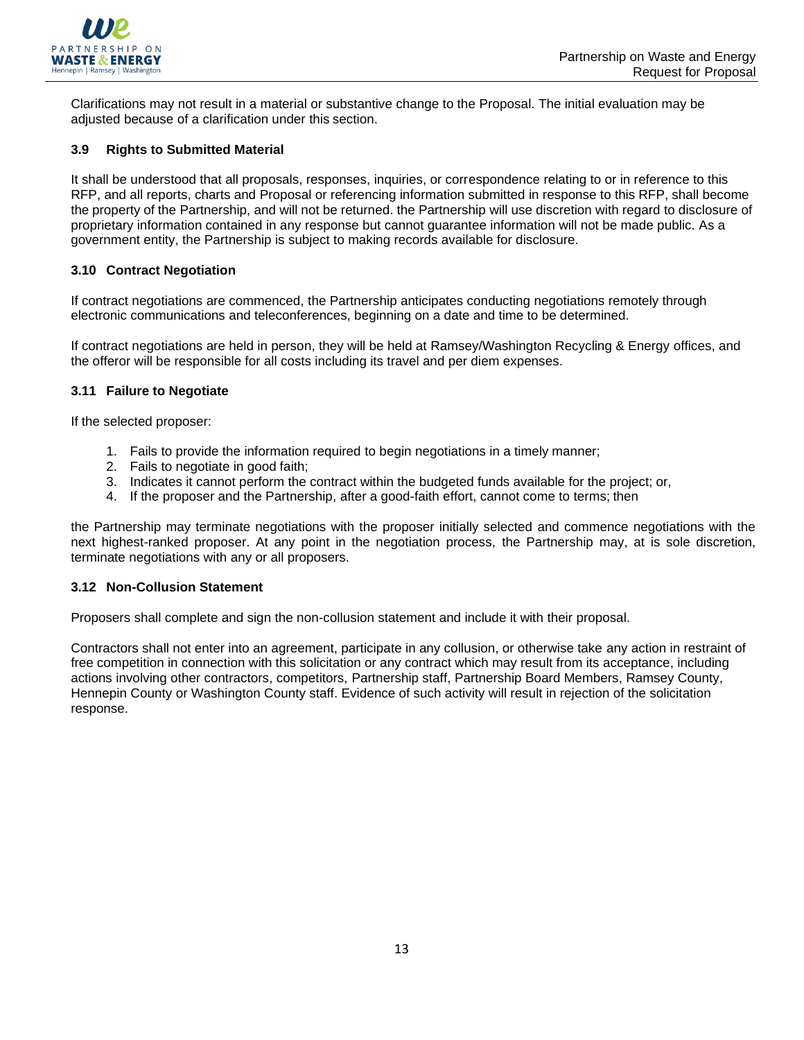Clarifications may not result in a material or substantive change to the Proposal. The initial evaluation may be adjusted because of a clarification under this section.

### 3.9 Rights to Submitted Material

It shall be understood that all proposals, responses, inquiries, or correspondence relating to or in reference to this RFP, and all reports, charts and Proposal or referencing information submitted in response to this RFP, shall become the property of the Partnership, and will not be returned. the Partnership will use discretion with regard to disclosure of proprietary information contained in any response but cannot guarantee information will not be made public. As a government entity, the Partnership is subject to making records available for disclosure.

### 3.10 Contract Negotiation

If contract negotiations are commenced, the Partnership anticipates conducting negotiations remotely through electronic communications and teleconferences, beginning on a date and time to be determined.

If contract negotiations are held in person, they will be held at Ramsey/Washington Recycling & Energy offices, and the offeror will be responsible for all costs including its travel and per diem expenses.

### 3.11 Failure to Negotiate

If the selected proposer:

1. Fails to provide the information required to begin negotiations in a timely manner;
2. Fails to negotiate in good faith;
3. Indicates it cannot perform the contract within the budgeted funds available for the project; or,
4. If the proposer and the Partnership, after a good-faith effort, cannot come to terms; then

the Partnership may terminate negotiations with the proposer initially selected and commence negotiations with the next highest-ranked proposer. At any point in the negotiation process, the Partnership may, at is sole discretion, terminate negotiations with any or all proposers.

### 3.12 Non-Collusion Statement

Proposers shall complete and sign the non-collusion statement and include it with their proposal.

Contractors shall not enter into an agreement, participate in any collusion, or otherwise take any action in restraint of free competition in connection with this solicitation or any contract which may result from its acceptance, including actions involving other contractors, competitors, Partnership staff, Partnership Board Members, Ramsey County, Hennepin County or Washington County staff. Evidence of such activity will result in rejection of the solicitation response.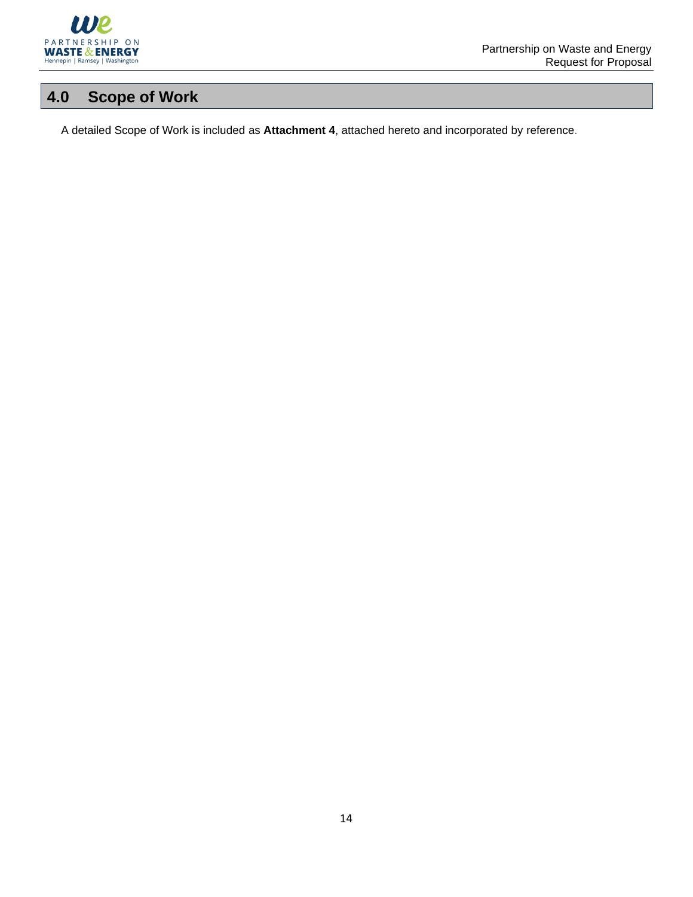## 4.0 Scope of Work

A detailed Scope of Work is included as **Attachment 4**, attached hereto and incorporated by reference.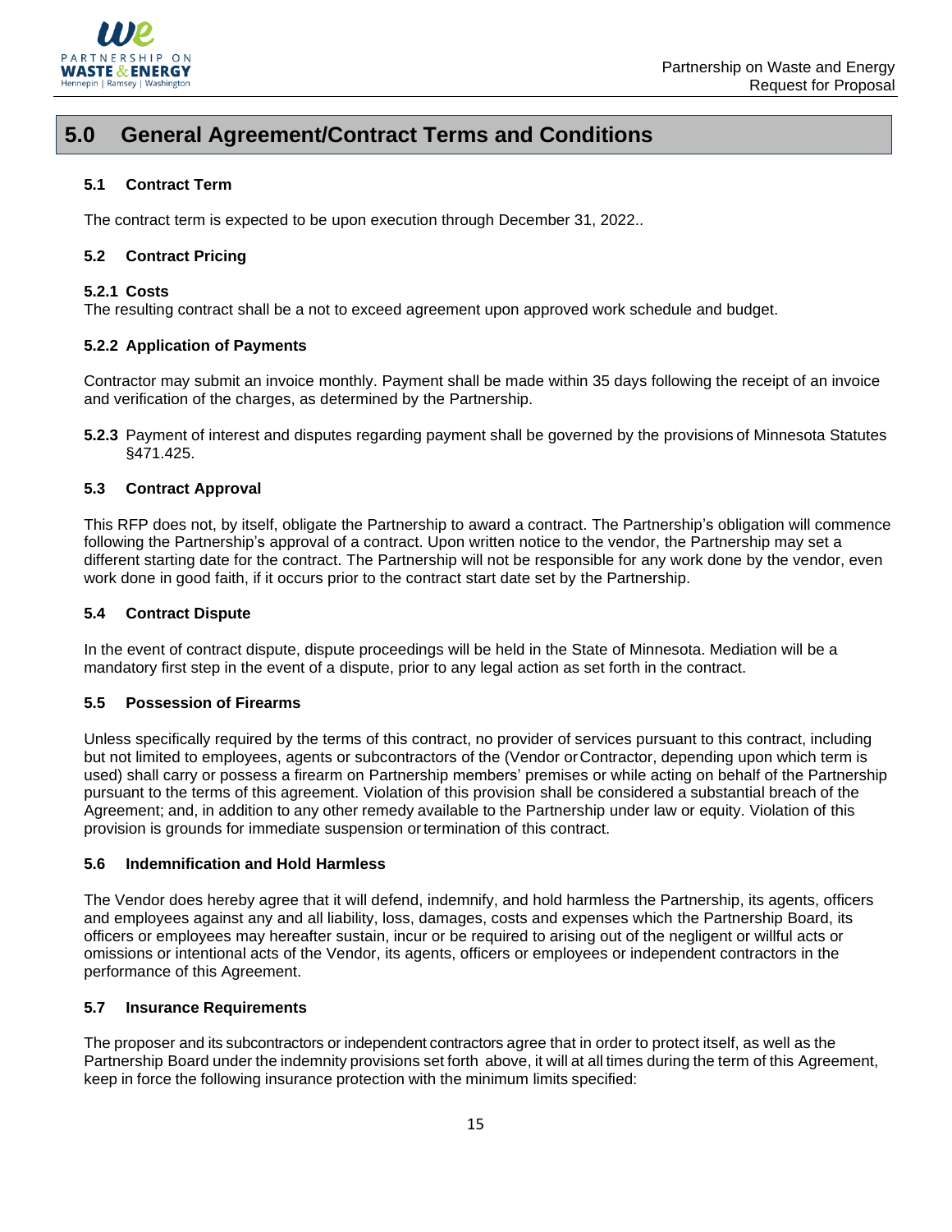## 5.0 General Agreement/Contract Terms and Conditions

### 5.1 Contract Term

The contract term is expected to be upon execution through December 31, 2022..

### 5.2 Contract Pricing

#### 5.2.1 Costs

The resulting contract shall be a not to exceed agreement upon approved work schedule and budget.

#### 5.2.2 Application of Payments

Contractor may submit an invoice monthly. Payment shall be made within 35 days following the receipt of an invoice and verification of the charges, as determined by the Partnership.

**5.2.3** Payment of interest and disputes regarding payment shall be governed by the provisions of Minnesota Statutes §471.425.

### 5.3 Contract Approval

This RFP does not, by itself, obligate the Partnership to award a contract. The Partnership's obligation will commence following the Partnership's approval of a contract. Upon written notice to the vendor, the Partnership may set a different starting date for the contract. The Partnership will not be responsible for any work done by the vendor, even work done in good faith, if it occurs prior to the contract start date set by the Partnership.

### 5.4 Contract Dispute

In the event of contract dispute, dispute proceedings will be held in the State of Minnesota. Mediation will be a mandatory first step in the event of a dispute, prior to any legal action as set forth in the contract.

### 5.5 Possession of Firearms

Unless specifically required by the terms of this contract, no provider of services pursuant to this contract, including but not limited to employees, agents or subcontractors of the (Vendor or Contractor, depending upon which term is used) shall carry or possess a firearm on Partnership members' premises or while acting on behalf of the Partnership pursuant to the terms of this agreement. Violation of this provision shall be considered a substantial breach of the Agreement; and, in addition to any other remedy available to the Partnership under law or equity. Violation of this provision is grounds for immediate suspension or termination of this contract.

### 5.6 Indemnification and Hold Harmless

The Vendor does hereby agree that it will defend, indemnify, and hold harmless the Partnership, its agents, officers and employees against any and all liability, loss, damages, costs and expenses which the Partnership Board, its officers or employees may hereafter sustain, incur or be required to arising out of the negligent or willful acts or omissions or intentional acts of the Vendor, its agents, officers or employees or independent contractors in the performance of this Agreement.

### 5.7 Insurance Requirements

The proposer and its subcontractors or independent contractors agree that in order to protect itself, as well as the Partnership Board under the indemnity provisions set forth above, it will at all times during the term of this Agreement, keep in force the following insurance protection with the minimum limits specified: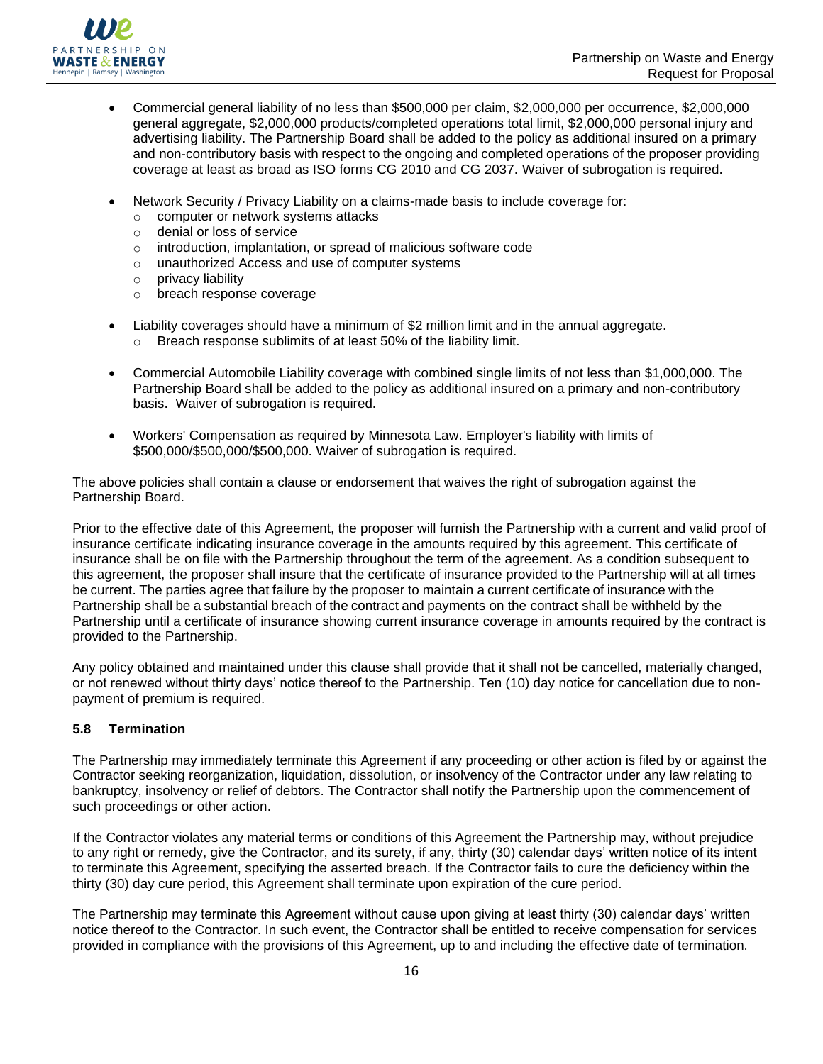- Commercial general liability of no less than $500,000 per claim, $2,000,000 per occurrence, $2,000,000 general aggregate, $2,000,000 products/completed operations total limit, $2,000,000 personal injury and advertising liability. The Partnership Board shall be added to the policy as additional insured on a primary and non-contributory basis with respect to the ongoing and completed operations of the proposer providing coverage at least as broad as ISO forms CG 2010 and CG 2037. Waiver of subrogation is required.

- Network Security / Privacy Liability on a claims-made basis to include coverage for:
  - computer or network systems attacks
  - denial or loss of service
  - introduction, implantation, or spread of malicious software code
  - unauthorized Access and use of computer systems
  - privacy liability
  - breach response coverage

- Liability coverages should have a minimum of $2 million limit and in the annual aggregate.
  - Breach response sublimits of at least 50% of the liability limit.

- Commercial Automobile Liability coverage with combined single limits of not less than $1,000,000. The Partnership Board shall be added to the policy as additional insured on a primary and non-contributory basis. Waiver of subrogation is required.

- Workers' Compensation as required by Minnesota Law. Employer's liability with limits of $500,000/$500,000/$500,000. Waiver of subrogation is required.

The above policies shall contain a clause or endorsement that waives the right of subrogation against the Partnership Board.

Prior to the effective date of this Agreement, the proposer will furnish the Partnership with a current and valid proof of insurance certificate indicating insurance coverage in the amounts required by this agreement. This certificate of insurance shall be on file with the Partnership throughout the term of the agreement. As a condition subsequent to this agreement, the proposer shall insure that the certificate of insurance provided to the Partnership will at all times be current. The parties agree that failure by the proposer to maintain a current certificate of insurance with the Partnership shall be a substantial breach of the contract and payments on the contract shall be withheld by the Partnership until a certificate of insurance showing current insurance coverage in amounts required by the contract is provided to the Partnership.

Any policy obtained and maintained under this clause shall provide that it shall not be cancelled, materially changed, or not renewed without thirty days' notice thereof to the Partnership. Ten (10) day notice for cancellation due to non-payment of premium is required.

### 5.8 Termination

The Partnership may immediately terminate this Agreement if any proceeding or other action is filed by or against the Contractor seeking reorganization, liquidation, dissolution, or insolvency of the Contractor under any law relating to bankruptcy, insolvency or relief of debtors. The Contractor shall notify the Partnership upon the commencement of such proceedings or other action.

If the Contractor violates any material terms or conditions of this Agreement the Partnership may, without prejudice to any right or remedy, give the Contractor, and its surety, if any, thirty (30) calendar days' written notice of its intent to terminate this Agreement, specifying the asserted breach. If the Contractor fails to cure the deficiency within the thirty (30) day cure period, this Agreement shall terminate upon expiration of the cure period.

The Partnership may terminate this Agreement without cause upon giving at least thirty (30) calendar days' written notice thereof to the Contractor. In such event, the Contractor shall be entitled to receive compensation for services provided in compliance with the provisions of this Agreement, up to and including the effective date of termination.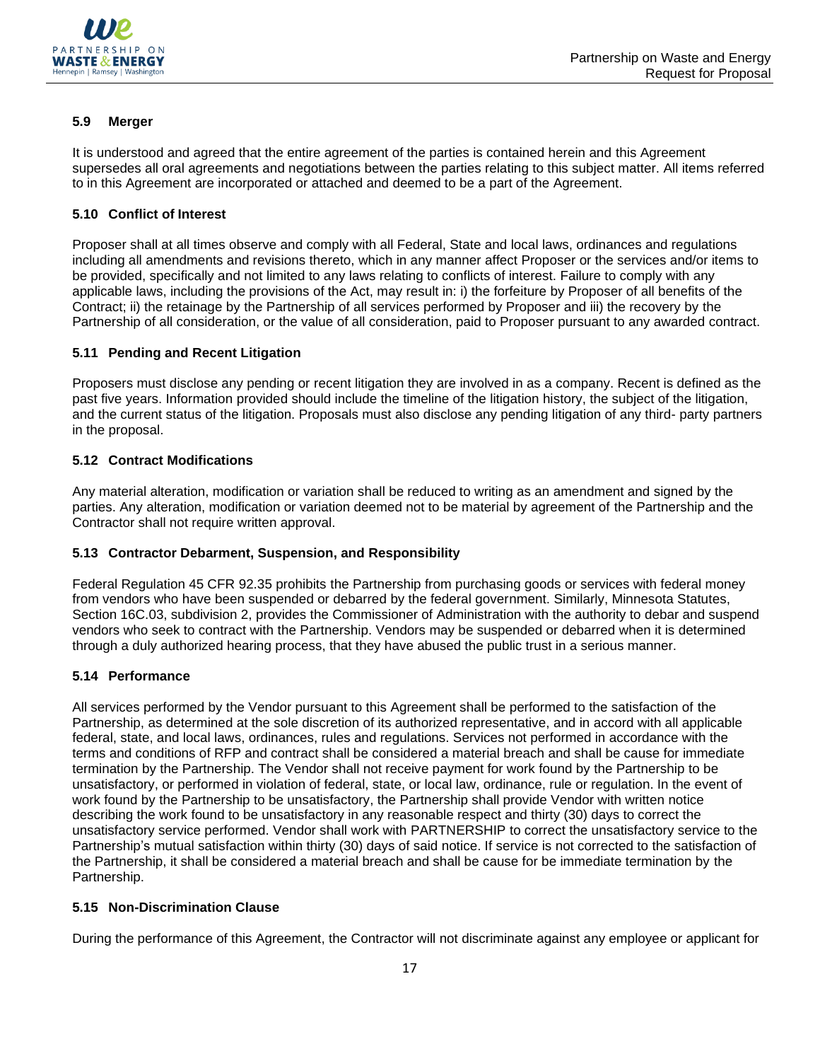### 5.9 Merger

It is understood and agreed that the entire agreement of the parties is contained herein and this Agreement supersedes all oral agreements and negotiations between the parties relating to this subject matter. All items referred to in this Agreement are incorporated or attached and deemed to be a part of the Agreement.

### 5.10 Conflict of Interest

Proposer shall at all times observe and comply with all Federal, State and local laws, ordinances and regulations including all amendments and revisions thereto, which in any manner affect Proposer or the services and/or items to be provided, specifically and not limited to any laws relating to conflicts of interest. Failure to comply with any applicable laws, including the provisions of the Act, may result in: i) the forfeiture by Proposer of all benefits of the Contract; ii) the retainage by the Partnership of all services performed by Proposer and iii) the recovery by the Partnership of all consideration, or the value of all consideration, paid to Proposer pursuant to any awarded contract.

### 5.11 Pending and Recent Litigation

Proposers must disclose any pending or recent litigation they are involved in as a company. Recent is defined as the past five years. Information provided should include the timeline of the litigation history, the subject of the litigation, and the current status of the litigation. Proposals must also disclose any pending litigation of any third- party partners in the proposal.

### 5.12 Contract Modifications

Any material alteration, modification or variation shall be reduced to writing as an amendment and signed by the parties. Any alteration, modification or variation deemed not to be material by agreement of the Partnership and the Contractor shall not require written approval.

### 5.13 Contractor Debarment, Suspension, and Responsibility

Federal Regulation 45 CFR 92.35 prohibits the Partnership from purchasing goods or services with federal money from vendors who have been suspended or debarred by the federal government. Similarly, Minnesota Statutes, Section 16C.03, subdivision 2, provides the Commissioner of Administration with the authority to debar and suspend vendors who seek to contract with the Partnership. Vendors may be suspended or debarred when it is determined through a duly authorized hearing process, that they have abused the public trust in a serious manner.

### 5.14 Performance

All services performed by the Vendor pursuant to this Agreement shall be performed to the satisfaction of the Partnership, as determined at the sole discretion of its authorized representative, and in accord with all applicable federal, state, and local laws, ordinances, rules and regulations. Services not performed in accordance with the terms and conditions of RFP and contract shall be considered a material breach and shall be cause for immediate termination by the Partnership. The Vendor shall not receive payment for work found by the Partnership to be unsatisfactory, or performed in violation of federal, state, or local law, ordinance, rule or regulation. In the event of work found by the Partnership to be unsatisfactory, the Partnership shall provide Vendor with written notice describing the work found to be unsatisfactory in any reasonable respect and thirty (30) days to correct the unsatisfactory service performed. Vendor shall work with PARTNERSHIP to correct the unsatisfactory service to the Partnership's mutual satisfaction within thirty (30) days of said notice. If service is not corrected to the satisfaction of the Partnership, it shall be considered a material breach and shall be cause for be immediate termination by the Partnership.

### 5.15 Non-Discrimination Clause

During the performance of this Agreement, the Contractor will not discriminate against any employee or applicant for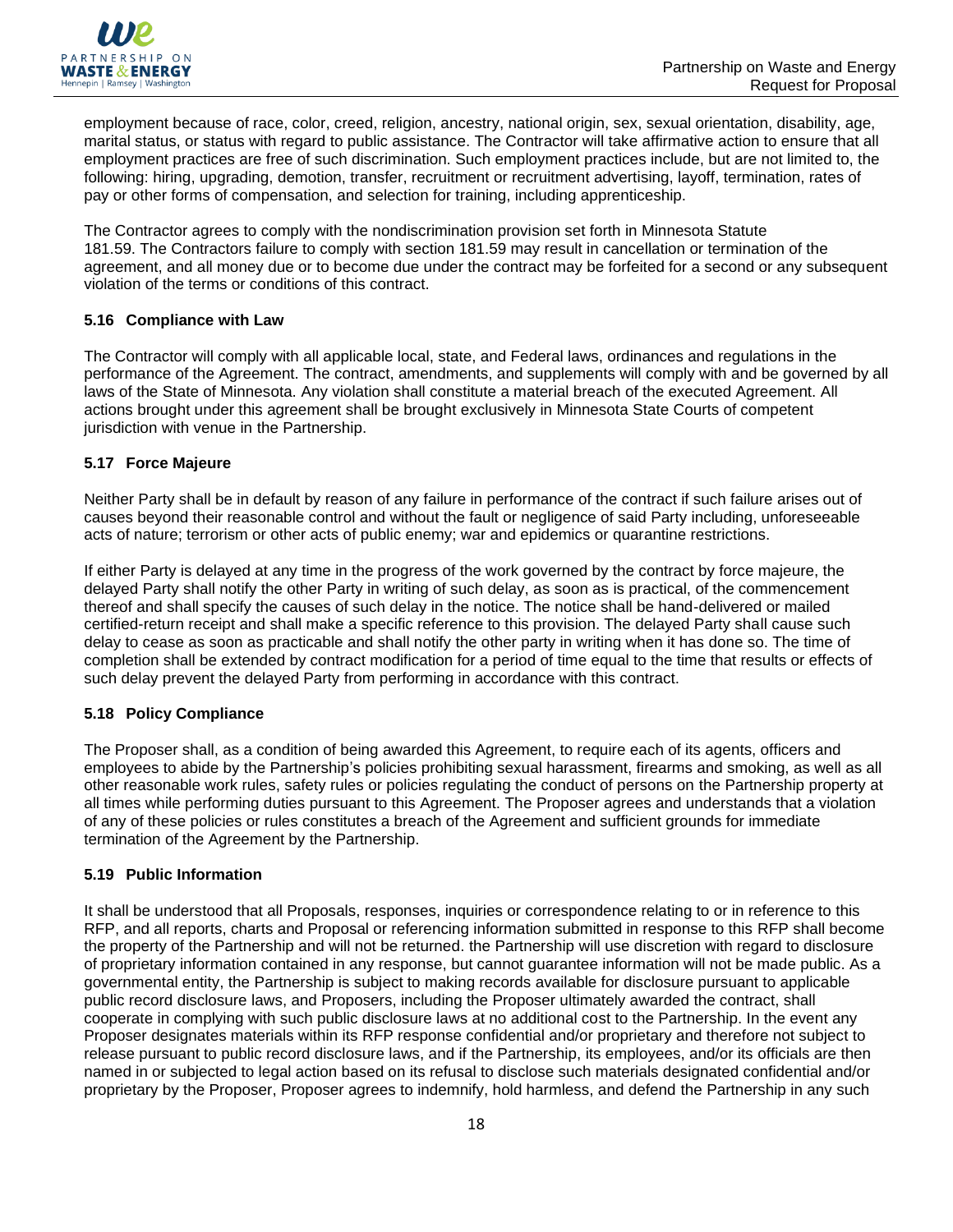employment because of race, color, creed, religion, ancestry, national origin, sex, sexual orientation, disability, age, marital status, or status with regard to public assistance. The Contractor will take affirmative action to ensure that all employment practices are free of such discrimination. Such employment practices include, but are not limited to, the following: hiring, upgrading, demotion, transfer, recruitment or recruitment advertising, layoff, termination, rates of pay or other forms of compensation, and selection for training, including apprenticeship.

The Contractor agrees to comply with the nondiscrimination provision set forth in Minnesota Statute 181.59. The Contractors failure to comply with section 181.59 may result in cancellation or termination of the agreement, and all money due or to become due under the contract may be forfeited for a second or any subsequent violation of the terms or conditions of this contract.

### 5.16 Compliance with Law

The Contractor will comply with all applicable local, state, and Federal laws, ordinances and regulations in the performance of the Agreement. The contract, amendments, and supplements will comply with and be governed by all laws of the State of Minnesota. Any violation shall constitute a material breach of the executed Agreement. All actions brought under this agreement shall be brought exclusively in Minnesota State Courts of competent jurisdiction with venue in the Partnership.

### 5.17 Force Majeure

Neither Party shall be in default by reason of any failure in performance of the contract if such failure arises out of causes beyond their reasonable control and without the fault or negligence of said Party including, unforeseeable acts of nature; terrorism or other acts of public enemy; war and epidemics or quarantine restrictions.

If either Party is delayed at any time in the progress of the work governed by the contract by force majeure, the delayed Party shall notify the other Party in writing of such delay, as soon as is practical, of the commencement thereof and shall specify the causes of such delay in the notice. The notice shall be hand-delivered or mailed certified-return receipt and shall make a specific reference to this provision. The delayed Party shall cause such delay to cease as soon as practicable and shall notify the other party in writing when it has done so. The time of completion shall be extended by contract modification for a period of time equal to the time that results or effects of such delay prevent the delayed Party from performing in accordance with this contract.

### 5.18 Policy Compliance

The Proposer shall, as a condition of being awarded this Agreement, to require each of its agents, officers and employees to abide by the Partnership's policies prohibiting sexual harassment, firearms and smoking, as well as all other reasonable work rules, safety rules or policies regulating the conduct of persons on the Partnership property at all times while performing duties pursuant to this Agreement. The Proposer agrees and understands that a violation of any of these policies or rules constitutes a breach of the Agreement and sufficient grounds for immediate termination of the Agreement by the Partnership.

### 5.19 Public Information

It shall be understood that all Proposals, responses, inquiries or correspondence relating to or in reference to this RFP, and all reports, charts and Proposal or referencing information submitted in response to this RFP shall become the property of the Partnership and will not be returned. the Partnership will use discretion with regard to disclosure of proprietary information contained in any response, but cannot guarantee information will not be made public. As a governmental entity, the Partnership is subject to making records available for disclosure pursuant to applicable public record disclosure laws, and Proposers, including the Proposer ultimately awarded the contract, shall cooperate in complying with such public disclosure laws at no additional cost to the Partnership. In the event any Proposer designates materials within its RFP response confidential and/or proprietary and therefore not subject to release pursuant to public record disclosure laws, and if the Partnership, its employees, and/or its officials are then named in or subjected to legal action based on its refusal to disclose such materials designated confidential and/or proprietary by the Proposer, Proposer agrees to indemnify, hold harmless, and defend the Partnership in any such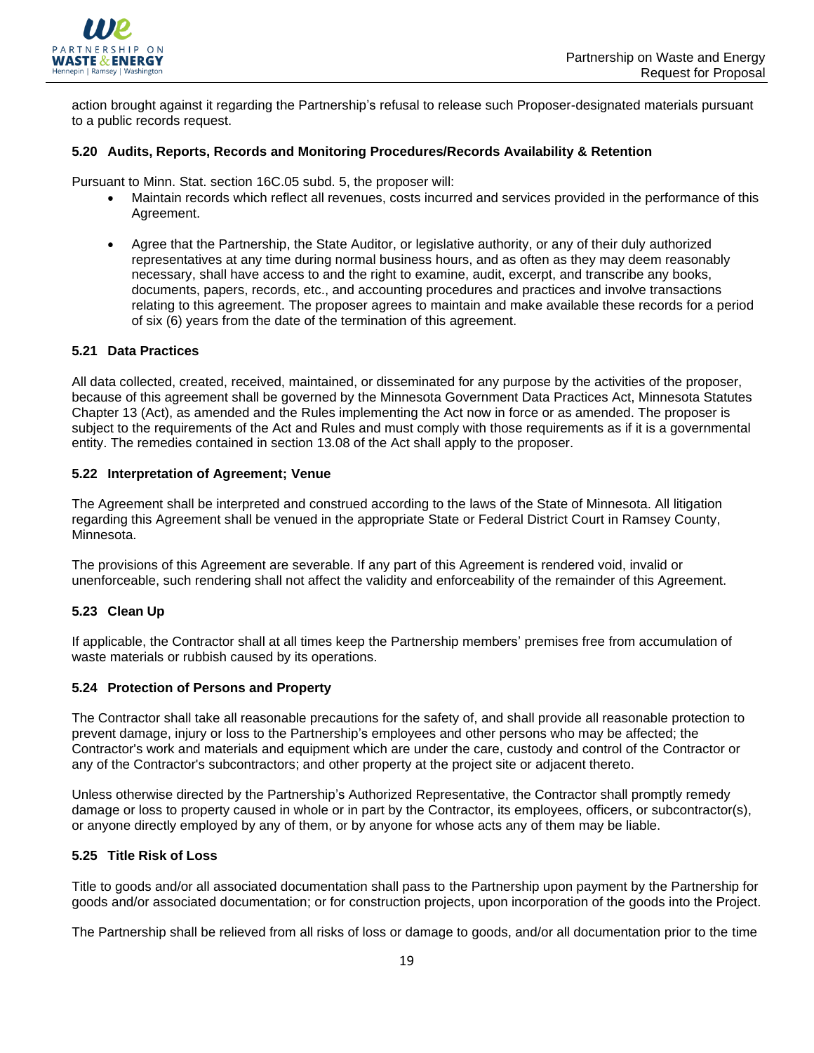action brought against it regarding the Partnership's refusal to release such Proposer-designated materials pursuant to a public records request.

### 5.20 Audits, Reports, Records and Monitoring Procedures/Records Availability & Retention

Pursuant to Minn. Stat. section 16C.05 subd. 5, the proposer will:

- Maintain records which reflect all revenues, costs incurred and services provided in the performance of this Agreement.
- Agree that the Partnership, the State Auditor, or legislative authority, or any of their duly authorized representatives at any time during normal business hours, and as often as they may deem reasonably necessary, shall have access to and the right to examine, audit, excerpt, and transcribe any books, documents, papers, records, etc., and accounting procedures and practices and involve transactions relating to this agreement. The proposer agrees to maintain and make available these records for a period of six (6) years from the date of the termination of this agreement.

### 5.21 Data Practices

All data collected, created, received, maintained, or disseminated for any purpose by the activities of the proposer, because of this agreement shall be governed by the Minnesota Government Data Practices Act, Minnesota Statutes Chapter 13 (Act), as amended and the Rules implementing the Act now in force or as amended. The proposer is subject to the requirements of the Act and Rules and must comply with those requirements as if it is a governmental entity. The remedies contained in section 13.08 of the Act shall apply to the proposer.

### 5.22 Interpretation of Agreement; Venue

The Agreement shall be interpreted and construed according to the laws of the State of Minnesota. All litigation regarding this Agreement shall be venued in the appropriate State or Federal District Court in Ramsey County, Minnesota.

The provisions of this Agreement are severable. If any part of this Agreement is rendered void, invalid or unenforceable, such rendering shall not affect the validity and enforceability of the remainder of this Agreement.

### 5.23 Clean Up

If applicable, the Contractor shall at all times keep the Partnership members' premises free from accumulation of waste materials or rubbish caused by its operations.

### 5.24 Protection of Persons and Property

The Contractor shall take all reasonable precautions for the safety of, and shall provide all reasonable protection to prevent damage, injury or loss to the Partnership's employees and other persons who may be affected; the Contractor's work and materials and equipment which are under the care, custody and control of the Contractor or any of the Contractor's subcontractors; and other property at the project site or adjacent thereto.

Unless otherwise directed by the Partnership's Authorized Representative, the Contractor shall promptly remedy damage or loss to property caused in whole or in part by the Contractor, its employees, officers, or subcontractor(s), or anyone directly employed by any of them, or by anyone for whose acts any of them may be liable.

### 5.25 Title Risk of Loss

Title to goods and/or all associated documentation shall pass to the Partnership upon payment by the Partnership for goods and/or associated documentation; or for construction projects, upon incorporation of the goods into the Project.

The Partnership shall be relieved from all risks of loss or damage to goods, and/or all documentation prior to the time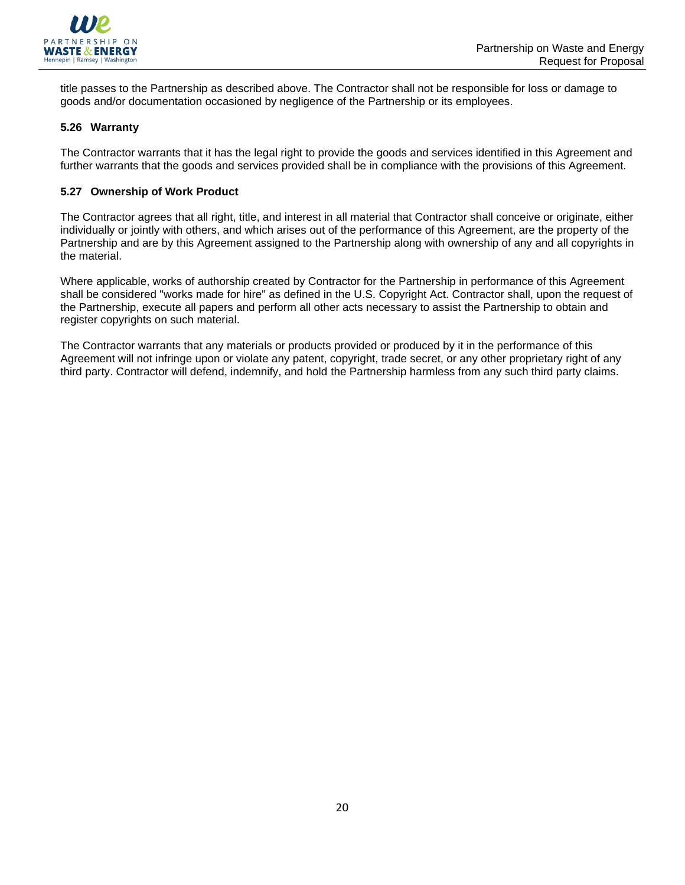title passes to the Partnership as described above. The Contractor shall not be responsible for loss or damage to goods and/or documentation occasioned by negligence of the Partnership or its employees.

### 5.26 Warranty

The Contractor warrants that it has the legal right to provide the goods and services identified in this Agreement and further warrants that the goods and services provided shall be in compliance with the provisions of this Agreement.

### 5.27 Ownership of Work Product

The Contractor agrees that all right, title, and interest in all material that Contractor shall conceive or originate, either individually or jointly with others, and which arises out of the performance of this Agreement, are the property of the Partnership and are by this Agreement assigned to the Partnership along with ownership of any and all copyrights in the material.

Where applicable, works of authorship created by Contractor for the Partnership in performance of this Agreement shall be considered "works made for hire" as defined in the U.S. Copyright Act. Contractor shall, upon the request of the Partnership, execute all papers and perform all other acts necessary to assist the Partnership to obtain and register copyrights on such material.

The Contractor warrants that any materials or products provided or produced by it in the performance of this Agreement will not infringe upon or violate any patent, copyright, trade secret, or any other proprietary right of any third party. Contractor will defend, indemnify, and hold the Partnership harmless from any such third party claims.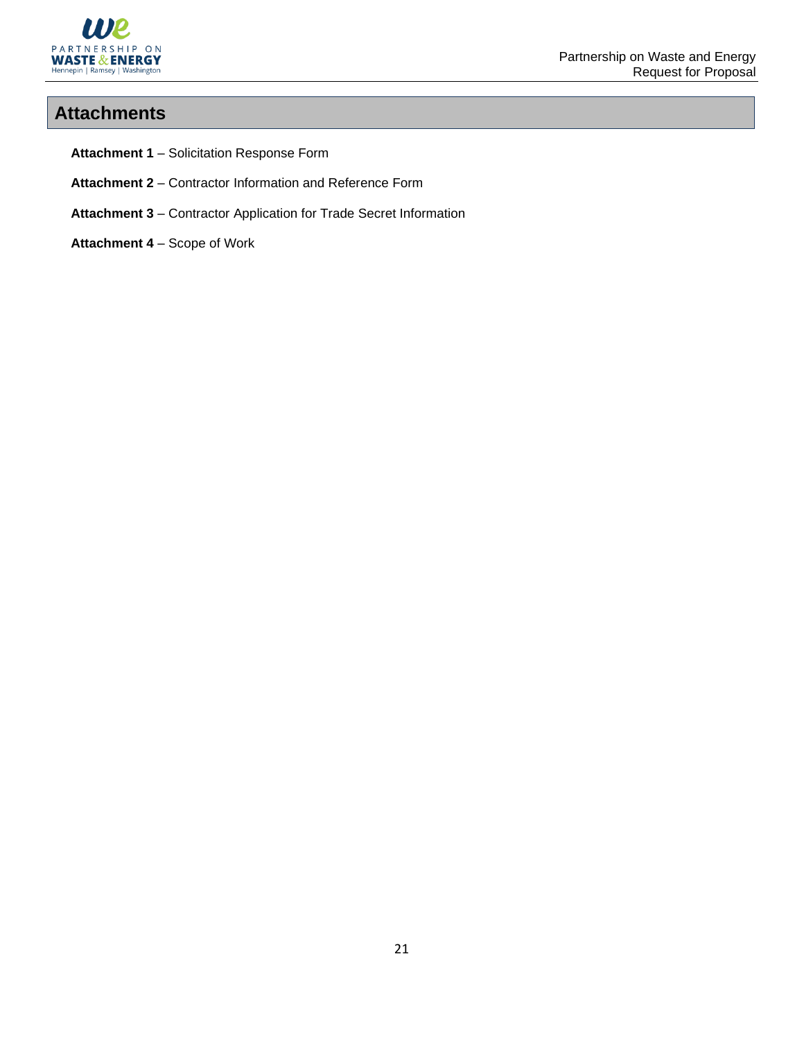## Attachments

**Attachment 1** – Solicitation Response Form

**Attachment 2** – Contractor Information and Reference Form

**Attachment 3** – Contractor Application for Trade Secret Information

**Attachment 4** – Scope of Work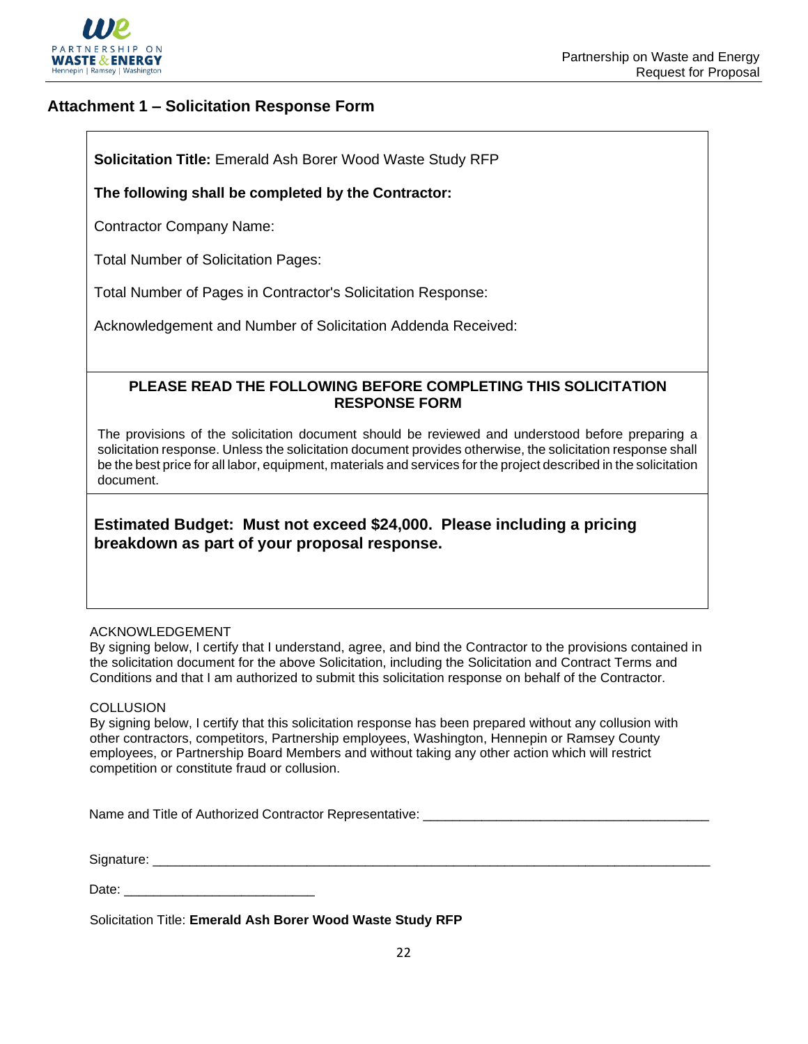## Attachment 1 – Solicitation Response Form

**Solicitation Title:** Emerald Ash Borer Wood Waste Study RFP

**The following shall be completed by the Contractor:**

Contractor Company Name:

Total Number of Solicitation Pages:

Total Number of Pages in Contractor's Solicitation Response:

Acknowledgement and Number of Solicitation Addenda Received:

**PLEASE READ THE FOLLOWING BEFORE COMPLETING THIS SOLICITATION RESPONSE FORM**

The provisions of the solicitation document should be reviewed and understood before preparing a solicitation response. Unless the solicitation document provides otherwise, the solicitation response shall be the best price for all labor, equipment, materials and services for the project described in the solicitation document.

**Estimated Budget: Must not exceed $24,000. Please including a pricing breakdown as part of your proposal response.**

ACKNOWLEDGEMENT
By signing below, I certify that I understand, agree, and bind the Contractor to the provisions contained in the solicitation document for the above Solicitation, including the Solicitation and Contract Terms and Conditions and that I am authorized to submit this solicitation response on behalf of the Contractor.

COLLUSION
By signing below, I certify that this solicitation response has been prepared without any collusion with other contractors, competitors, Partnership employees, Washington, Hennepin or Ramsey County employees, or Partnership Board Members and without taking any other action which will restrict competition or constitute fraud or collusion.

Name and Title of Authorized Contractor Representative: ________________________________________

Signature: ________________________________________________________________________________

Date: ___________________________

Solicitation Title: **Emerald Ash Borer Wood Waste Study RFP**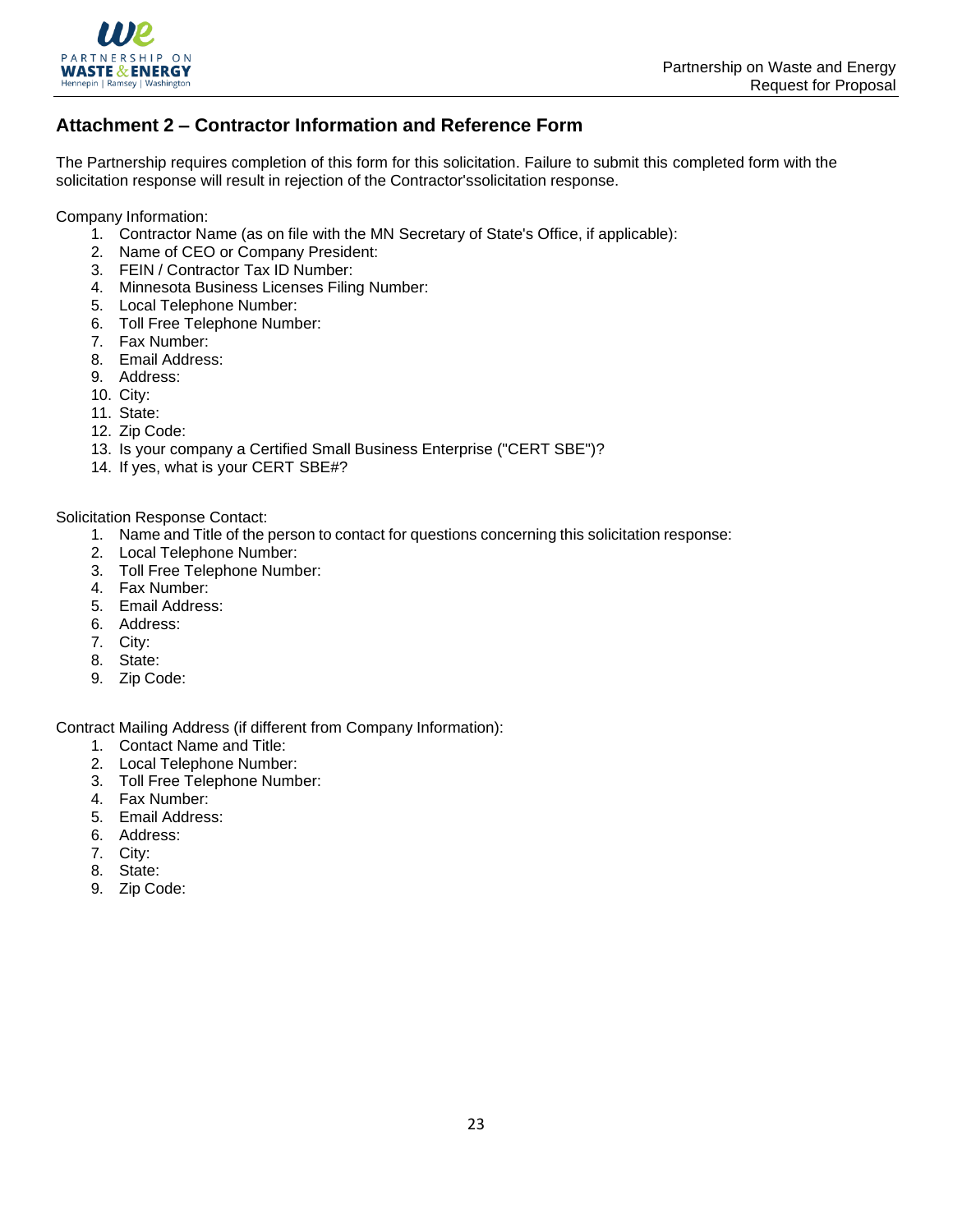## Attachment 2 – Contractor Information and Reference Form

The Partnership requires completion of this form for this solicitation. Failure to submit this completed form with the solicitation response will result in rejection of the Contractor'ssolicitation response.

Company Information:

1. Contractor Name (as on file with the MN Secretary of State's Office, if applicable):
2. Name of CEO or Company President:
3. FEIN / Contractor Tax ID Number:
4. Minnesota Business Licenses Filing Number:
5. Local Telephone Number:
6. Toll Free Telephone Number:
7. Fax Number:
8. Email Address:
9. Address:
10. City:
11. State:
12. Zip Code:
13. Is your company a Certified Small Business Enterprise ("CERT SBE")?
14. If yes, what is your CERT SBE#?

Solicitation Response Contact:

1. Name and Title of the person to contact for questions concerning this solicitation response:
2. Local Telephone Number:
3. Toll Free Telephone Number:
4. Fax Number:
5. Email Address:
6. Address:
7. City:
8. State:
9. Zip Code:

Contract Mailing Address (if different from Company Information):

1. Contact Name and Title:
2. Local Telephone Number:
3. Toll Free Telephone Number:
4. Fax Number:
5. Email Address:
6. Address:
7. City:
8. State:
9. Zip Code: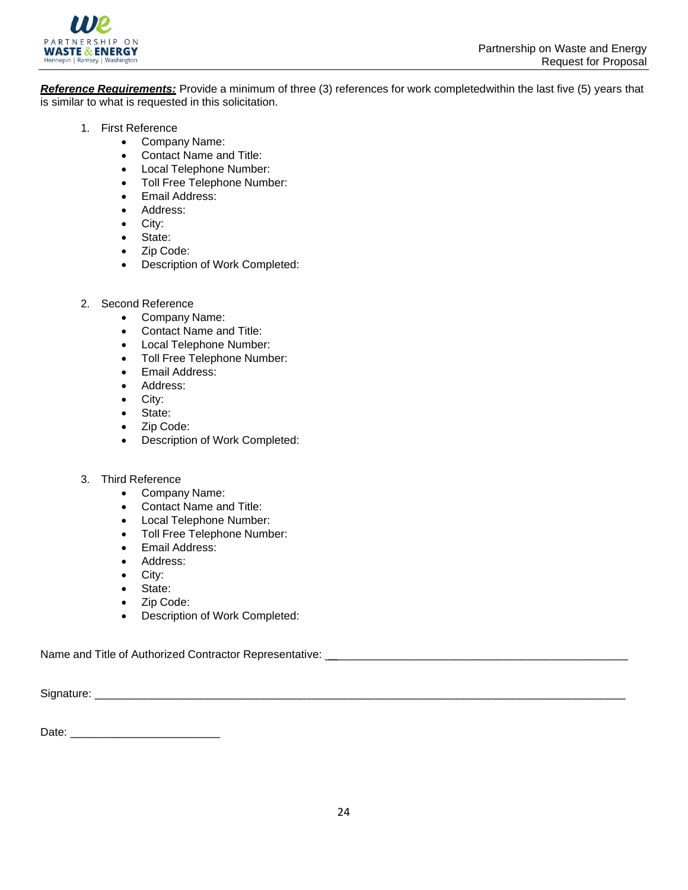***Reference Requirements:*** Provide a minimum of three (3) references for work completedwithin the last five (5) years that is similar to what is requested in this solicitation.

1. First Reference
    - Company Name:
    - Contact Name and Title:
    - Local Telephone Number:
    - Toll Free Telephone Number:
    - Email Address:
    - Address:
    - City:
    - State:
    - Zip Code:
    - Description of Work Completed:

2. Second Reference
    - Company Name:
    - Contact Name and Title:
    - Local Telephone Number:
    - Toll Free Telephone Number:
    - Email Address:
    - Address:
    - City:
    - State:
    - Zip Code:
    - Description of Work Completed:

3. Third Reference
    - Company Name:
    - Contact Name and Title:
    - Local Telephone Number:
    - Toll Free Telephone Number:
    - Email Address:
    - Address:
    - City:
    - State:
    - Zip Code:
    - Description of Work Completed:

Name and Title of Authorized Contractor Representative: ___________________________________________________

Signature: ___________________________________________________________________________________

Date: ________________________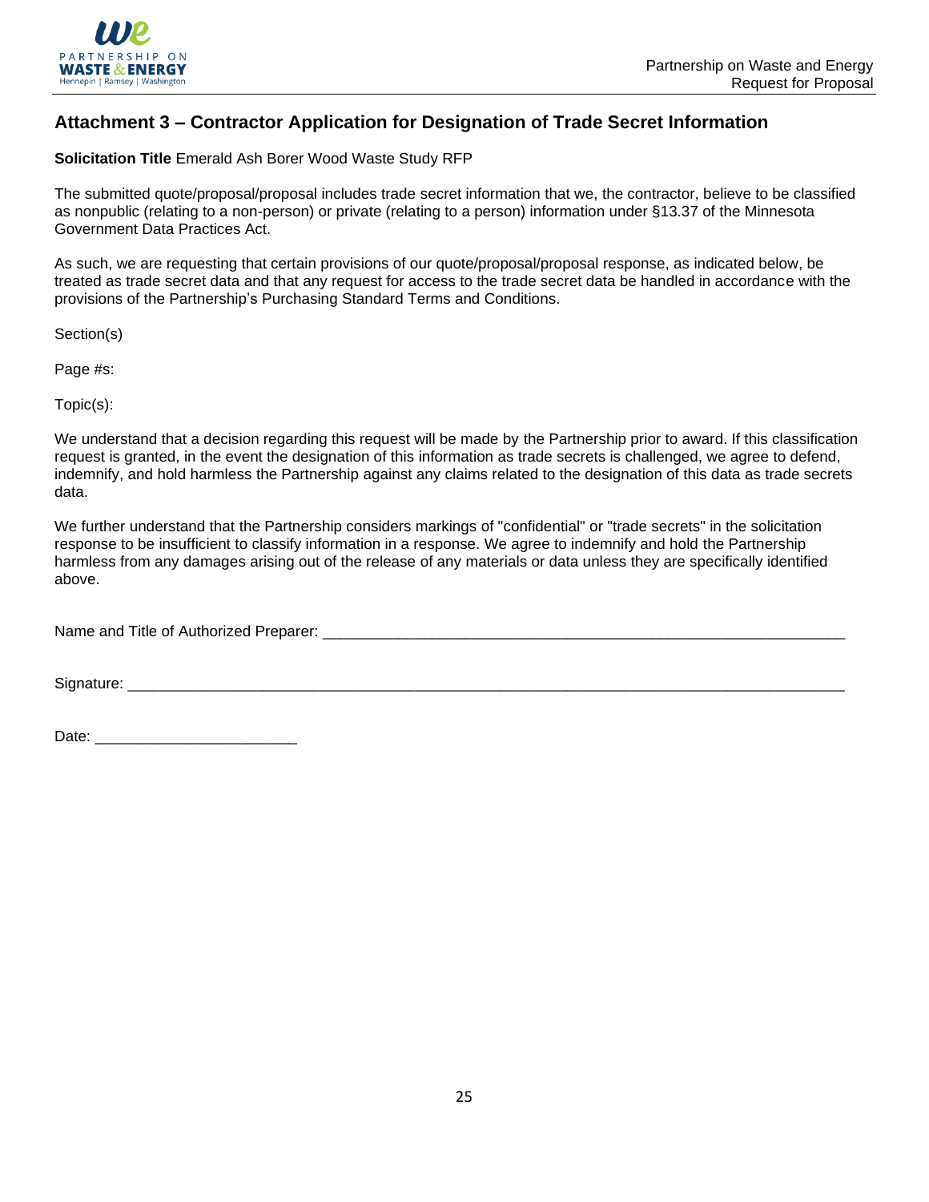## Attachment 3 – Contractor Application for Designation of Trade Secret Information

**Solicitation Title** Emerald Ash Borer Wood Waste Study RFP

The submitted quote/proposal/proposal includes trade secret information that we, the contractor, believe to be classified as nonpublic (relating to a non-person) or private (relating to a person) information under §13.37 of the Minnesota Government Data Practices Act.

As such, we are requesting that certain provisions of our quote/proposal/proposal response, as indicated below, be treated as trade secret data and that any request for access to the trade secret data be handled in accordance with the provisions of the Partnership's Purchasing Standard Terms and Conditions.

Section(s)

Page #s:

Topic(s):

We understand that a decision regarding this request will be made by the Partnership prior to award. If this classification request is granted, in the event the designation of this information as trade secrets is challenged, we agree to defend, indemnify, and hold harmless the Partnership against any claims related to the designation of this data as trade secrets data.

We further understand that the Partnership considers markings of "confidential" or "trade secrets" in the solicitation response to be insufficient to classify information in a response. We agree to indemnify and hold the Partnership harmless from any damages arising out of the release of any materials or data unless they are specifically identified above.

Name and Title of Authorized Preparer: ___________________________________________________________

Signature: ___________________________________________________________________________________

Date: ________________________